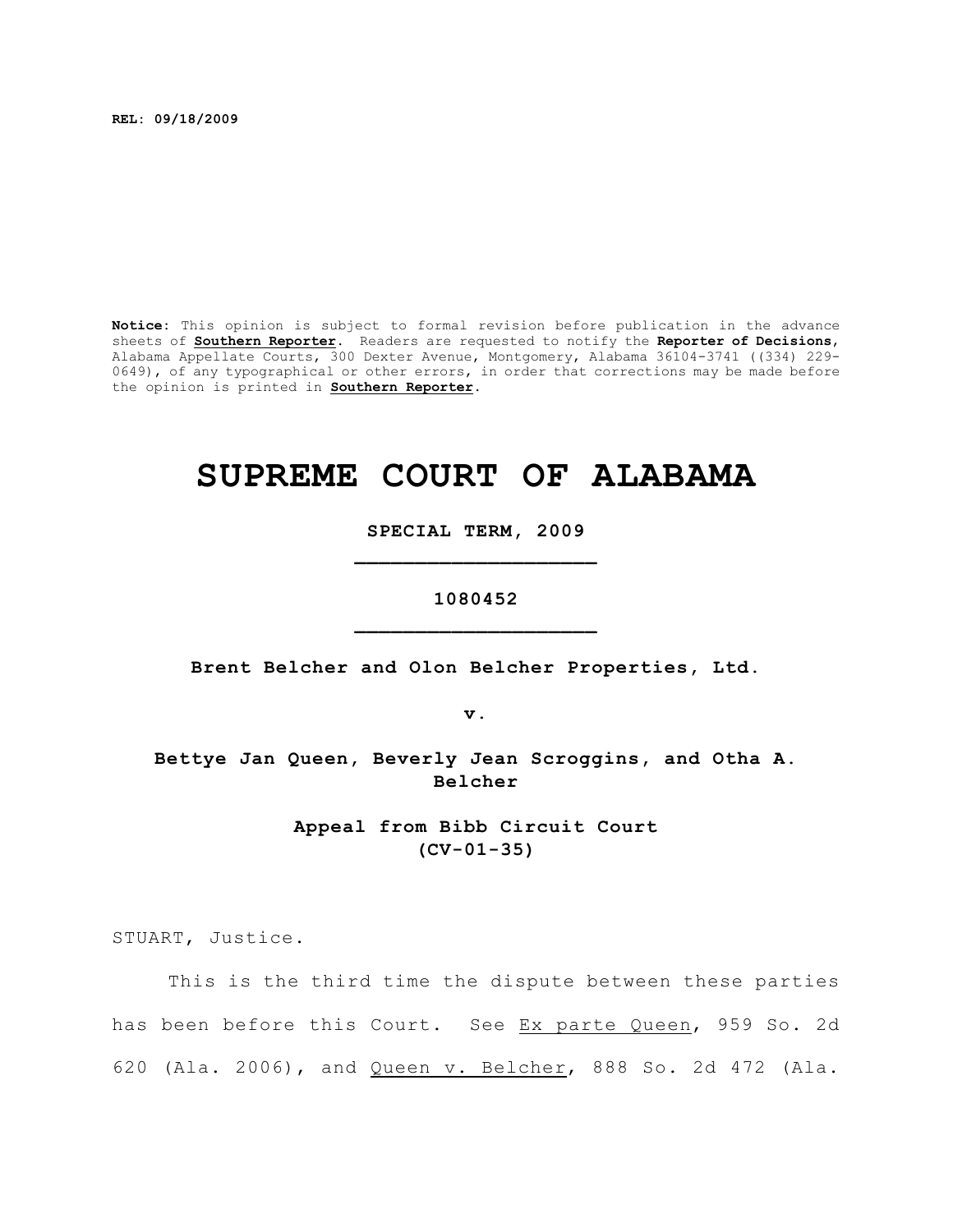**REL: 09/18/2009**

**Notice:** This opinion is subject to formal revision before publication in the advance sheets of **Southern Reporter**. Readers are requested to notify the **Reporter of Decisions**, Alabama Appellate Courts, 300 Dexter Avenue, Montgomery, Alabama 36104-3741 ((334) 229-0649), of any typographical or other errors, in order that corrections may be made before the opinion is printed in **Southern Reporter**.

# SUPREME COURT OF ALABAMA

**SPECIAL TERM, 2009**

**_________________________**

**1080452**

**_________________________**

**Brent Belcher and Olon Belcher Properties, Ltd.**

**v.**

**Bettye Jan Queen, Beverly Jean Scroggins, and Otha A. Belcher**

**Appeal from Bibb Circuit Court**
**(CV-01-35)**

STUART, Justice.

This is the third time the dispute between these parties has been before this Court. See Ex parte Queen, 959 So. 2d 620 (Ala. 2006), and Queen v. Belcher, 888 So. 2d 472 (Ala.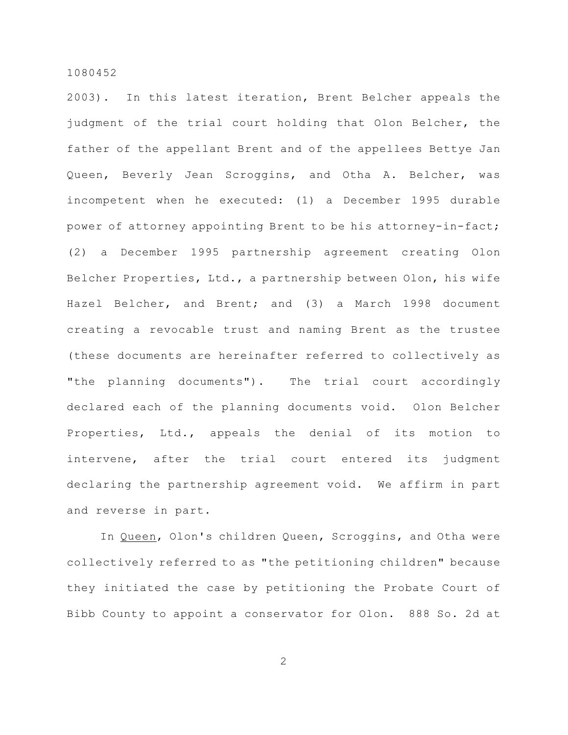2003). In this latest iteration, Brent Belcher appeals the judgment of the trial court holding that Olon Belcher, the father of the appellant Brent and of the appellees Bettye Jan Queen, Beverly Jean Scroggins, and Otha A. Belcher, was incompetent when he executed: (1) a December 1995 durable power of attorney appointing Brent to be his attorney-in-fact; (2) a December 1995 partnership agreement creating Olon Belcher Properties, Ltd., a partnership between Olon, his wife Hazel Belcher, and Brent; and (3) a March 1998 document creating a revocable trust and naming Brent as the trustee (these documents are hereinafter referred to collectively as "the planning documents"). The trial court accordingly declared each of the planning documents void. Olon Belcher Properties, Ltd., appeals the denial of its motion to intervene, after the trial court entered its judgment declaring the partnership agreement void. We affirm in part and reverse in part.

In Queen, Olon's children Queen, Scroggins, and Otha were collectively referred to as "the petitioning children" because they initiated the case by petitioning the Probate Court of Bibb County to appoint a conservator for Olon. 888 So. 2d at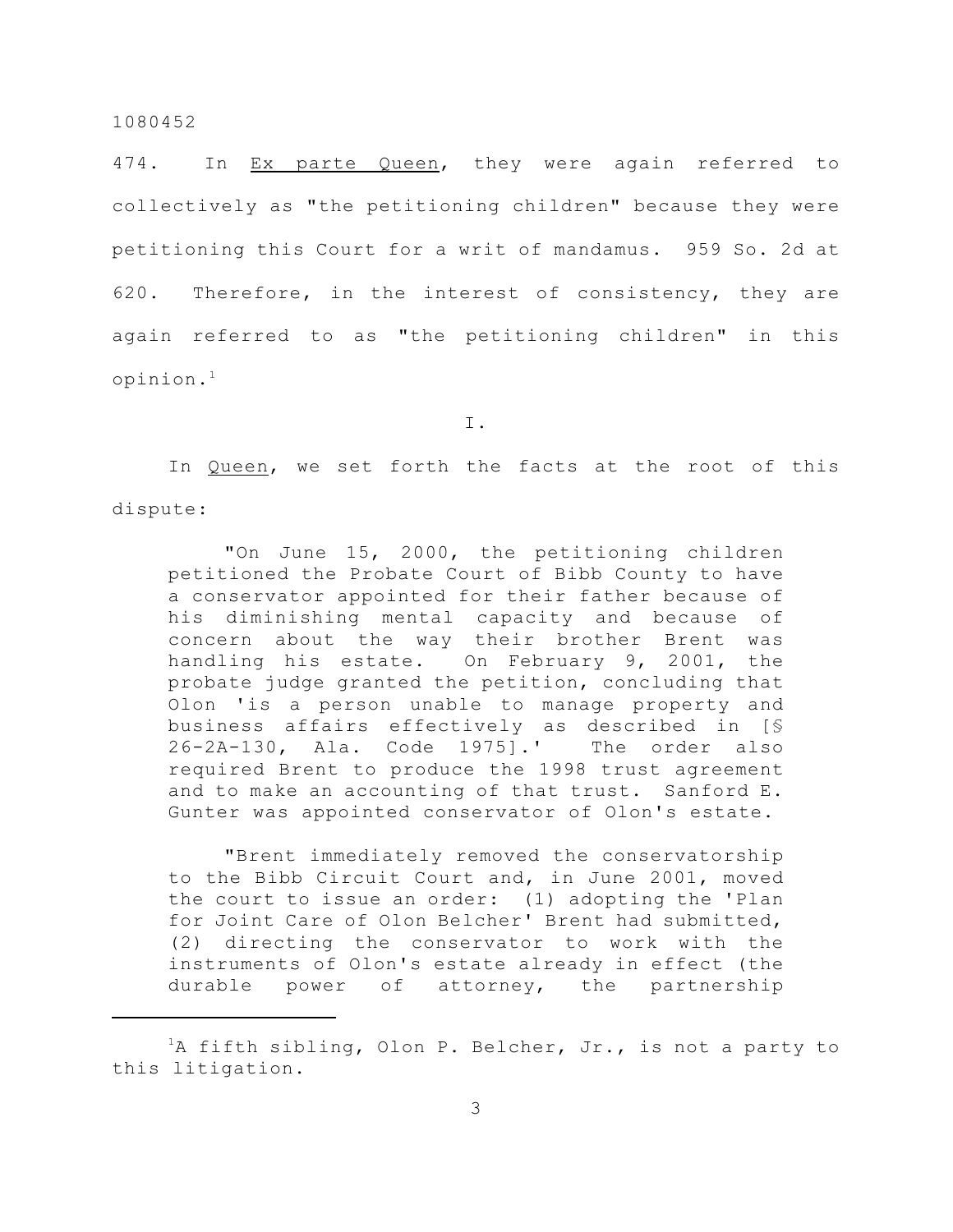474. In Ex parte Queen, they were again referred to collectively as "the petitioning children" because they were petitioning this Court for a writ of mandamus. 959 So. 2d at 620. Therefore, in the interest of consistency, they are again referred to as "the petitioning children" in this opinion.[1]

I.

In Queen, we set forth the facts at the root of this dispute:

> "On June 15, 2000, the petitioning children petitioned the Probate Court of Bibb County to have a conservator appointed for their father because of his diminishing mental capacity and because of concern about the way their brother Brent was handling his estate. On February 9, 2001, the probate judge granted the petition, concluding that Olon 'is a person unable to manage property and business affairs effectively as described in [§ 26-2A-130, Ala. Code 1975].' The order also required Brent to produce the 1998 trust agreement and to make an accounting of that trust. Sanford E. Gunter was appointed conservator of Olon's estate.
>
> "Brent immediately removed the conservatorship to the Bibb Circuit Court and, in June 2001, moved the court to issue an order: (1) adopting the 'Plan for Joint Care of Olon Belcher' Brent had submitted, (2) directing the conservator to work with the instruments of Olon's estate already in effect (the durable power of attorney, the partnership

---

[1] A fifth sibling, Olon P. Belcher, Jr., is not a party to this litigation.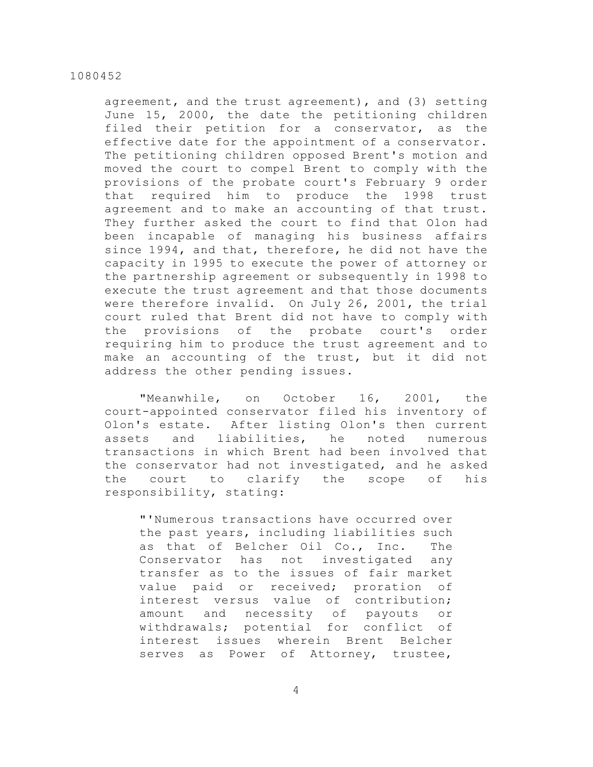agreement, and the trust agreement), and (3) setting June 15, 2000, the date the petitioning children filed their petition for a conservator, as the effective date for the appointment of a conservator. The petitioning children opposed Brent's motion and moved the court to compel Brent to comply with the provisions of the probate court's February 9 order that required him to produce the 1998 trust agreement and to make an accounting of that trust. They further asked the court to find that Olon had been incapable of managing his business affairs since 1994, and that, therefore, he did not have the capacity in 1995 to execute the power of attorney or the partnership agreement or subsequently in 1998 to execute the trust agreement and that those documents were therefore invalid. On July 26, 2001, the trial court ruled that Brent did not have to comply with the provisions of the probate court's order requiring him to produce the trust agreement and to make an accounting of the trust, but it did not address the other pending issues.

"Meanwhile, on October 16, 2001, the court-appointed conservator filed his inventory of Olon's estate. After listing Olon's then current assets and liabilities, he noted numerous transactions in which Brent had been involved that the conservator had not investigated, and he asked the court to clarify the scope of his responsibility, stating:

> "'Numerous transactions have occurred over the past years, including liabilities such as that of Belcher Oil Co., Inc. The Conservator has not investigated any transfer as to the issues of fair market value paid or received; proration of interest versus value of contribution; amount and necessity of payouts or withdrawals; potential for conflict of interest issues wherein Brent Belcher serves as Power of Attorney, trustee,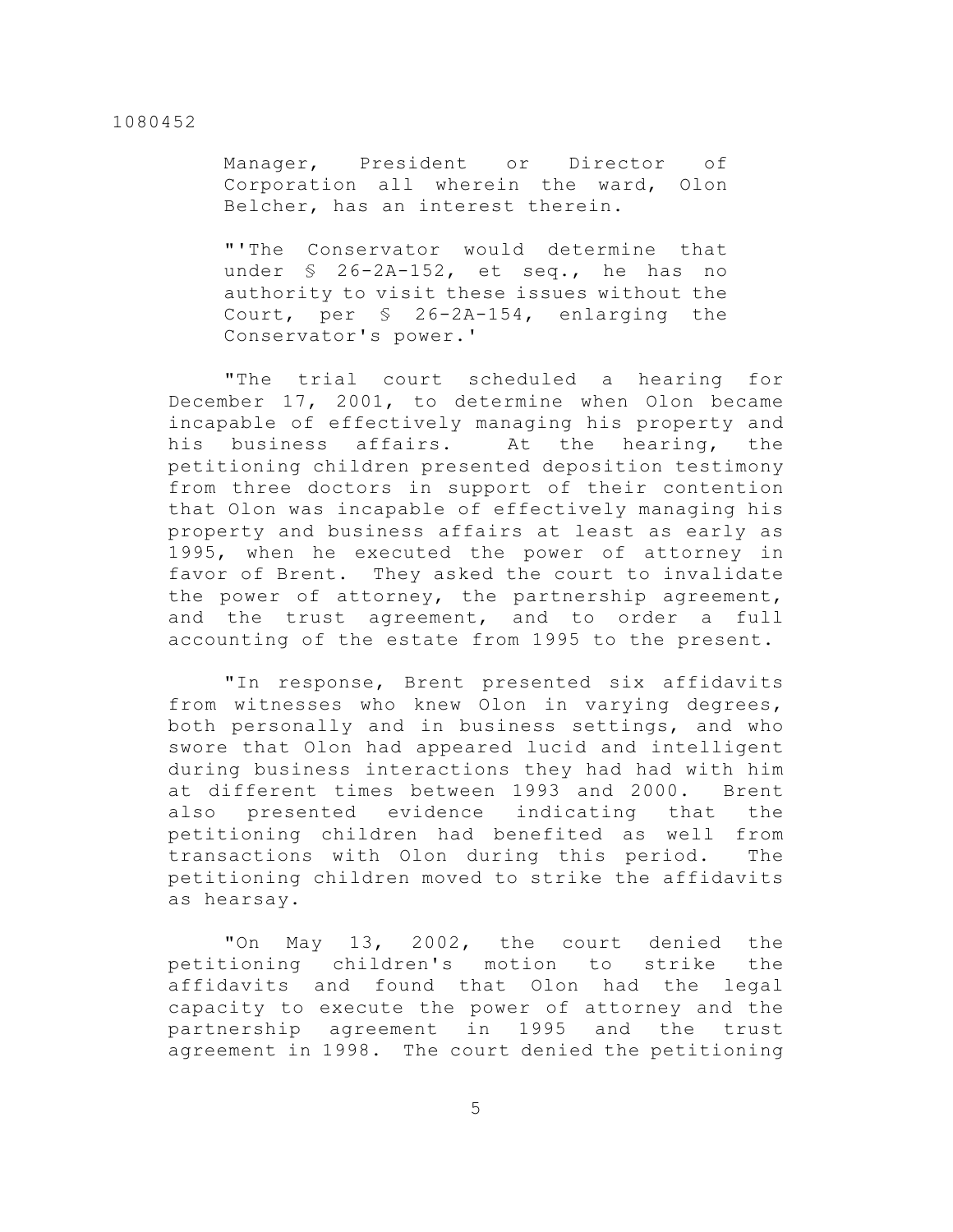Manager, President or Director of Corporation all wherein the ward, Olon Belcher, has an interest therein.

"'The Conservator would determine that under § 26-2A-152, et seq., he has no authority to visit these issues without the Court, per § 26-2A-154, enlarging the Conservator's power.'

"The trial court scheduled a hearing for December 17, 2001, to determine when Olon became incapable of effectively managing his property and his business affairs. At the hearing, the petitioning children presented deposition testimony from three doctors in support of their contention that Olon was incapable of effectively managing his property and business affairs at least as early as 1995, when he executed the power of attorney in favor of Brent. They asked the court to invalidate the power of attorney, the partnership agreement, and the trust agreement, and to order a full accounting of the estate from 1995 to the present.

"In response, Brent presented six affidavits from witnesses who knew Olon in varying degrees, both personally and in business settings, and who swore that Olon had appeared lucid and intelligent during business interactions they had had with him at different times between 1993 and 2000. Brent also presented evidence indicating that the petitioning children had benefited as well from transactions with Olon during this period. The petitioning children moved to strike the affidavits as hearsay.

"On May 13, 2002, the court denied the petitioning children's motion to strike the affidavits and found that Olon had the legal capacity to execute the power of attorney and the partnership agreement in 1995 and the trust agreement in 1998. The court denied the petitioning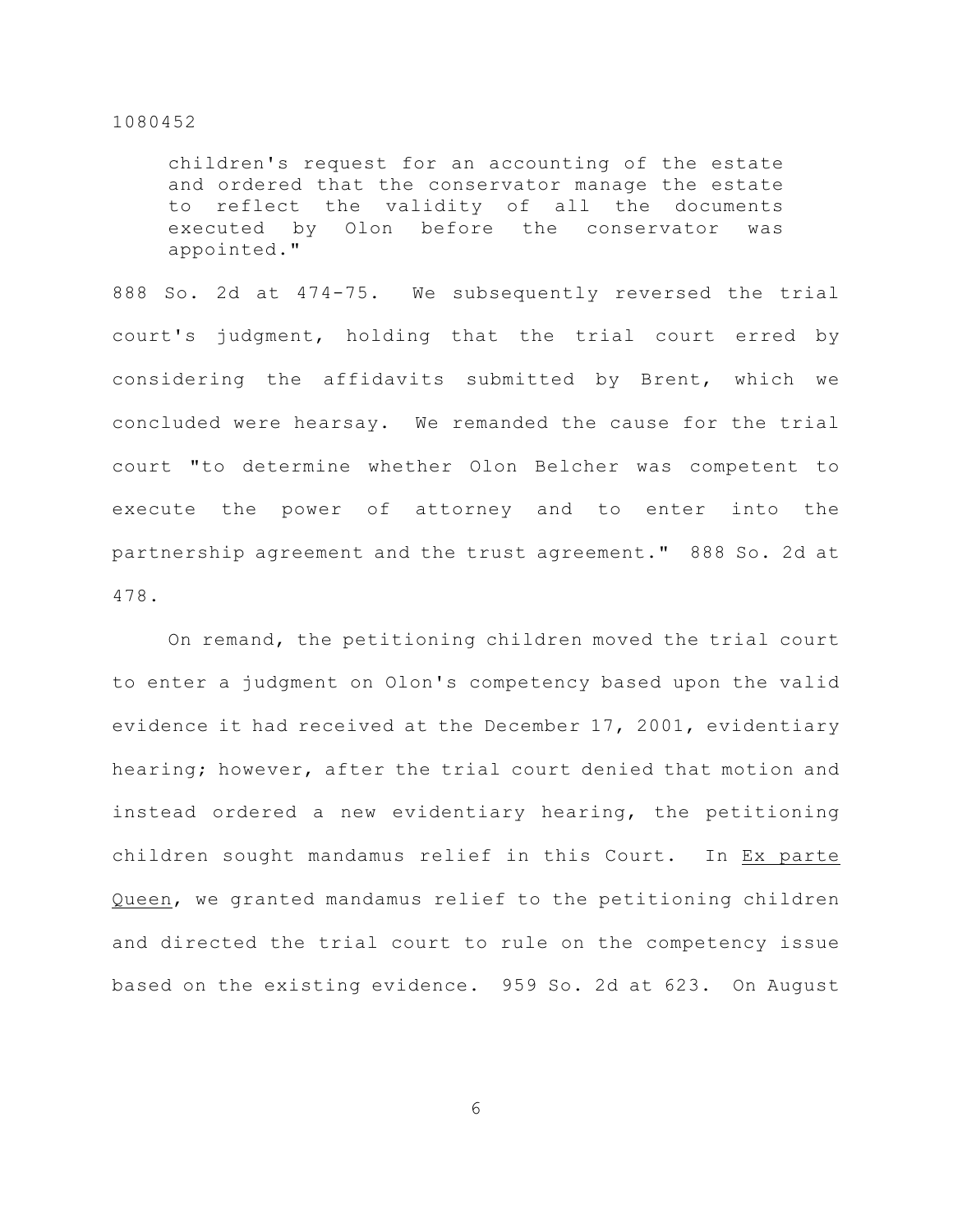> children's request for an accounting of the estate and ordered that the conservator manage the estate to reflect the validity of all the documents executed by Olon before the conservator was appointed."

888 So. 2d at 474-75. We subsequently reversed the trial court's judgment, holding that the trial court erred by considering the affidavits submitted by Brent, which we concluded were hearsay. We remanded the cause for the trial court "to determine whether Olon Belcher was competent to execute the power of attorney and to enter into the partnership agreement and the trust agreement." 888 So. 2d at 478.

On remand, the petitioning children moved the trial court to enter a judgment on Olon's competency based upon the valid evidence it had received at the December 17, 2001, evidentiary hearing; however, after the trial court denied that motion and instead ordered a new evidentiary hearing, the petitioning children sought mandamus relief in this Court. In _Ex parte Queen_, we granted mandamus relief to the petitioning children and directed the trial court to rule on the competency issue based on the existing evidence. 959 So. 2d at 623. On August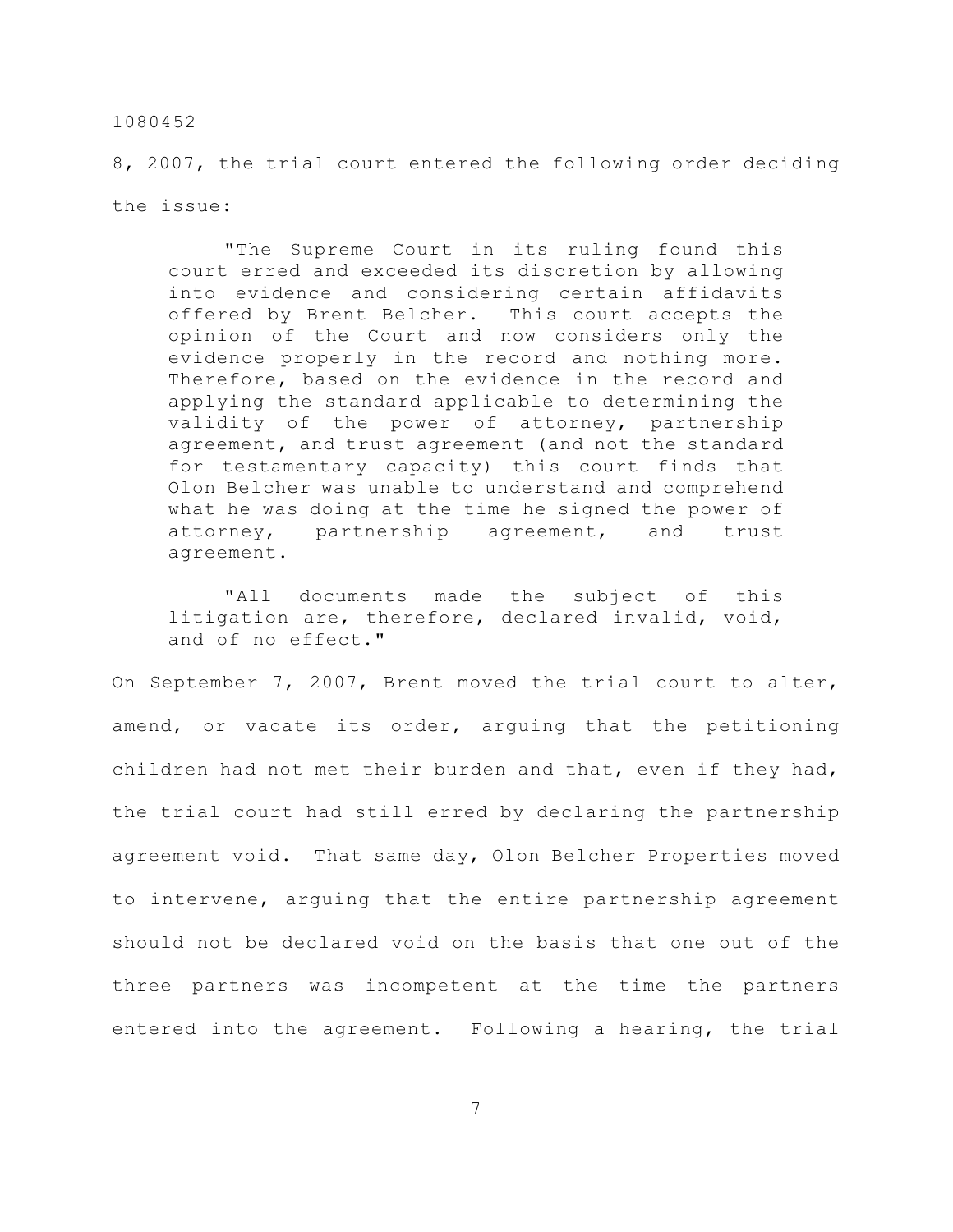8, 2007, the trial court entered the following order deciding the issue:

> "The Supreme Court in its ruling found this court erred and exceeded its discretion by allowing into evidence and considering certain affidavits offered by Brent Belcher. This court accepts the opinion of the Court and now considers only the evidence properly in the record and nothing more. Therefore, based on the evidence in the record and applying the standard applicable to determining the validity of the power of attorney, partnership agreement, and trust agreement (and not the standard for testamentary capacity) this court finds that Olon Belcher was unable to understand and comprehend what he was doing at the time he signed the power of attorney, partnership agreement, and trust agreement.
>
> "All documents made the subject of this litigation are, therefore, declared invalid, void, and of no effect."

On September 7, 2007, Brent moved the trial court to alter, amend, or vacate its order, arguing that the petitioning children had not met their burden and that, even if they had, the trial court had still erred by declaring the partnership agreement void. That same day, Olon Belcher Properties moved to intervene, arguing that the entire partnership agreement should not be declared void on the basis that one out of the three partners was incompetent at the time the partners entered into the agreement. Following a hearing, the trial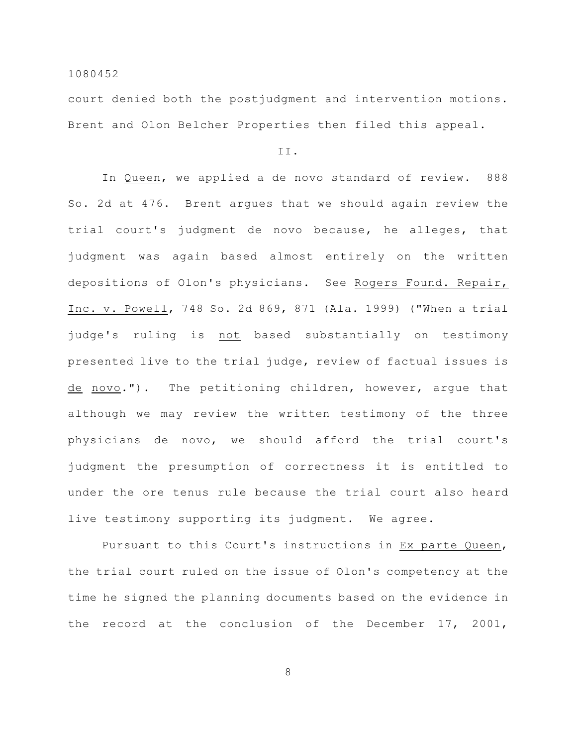court denied both the postjudgment and intervention motions. Brent and Olon Belcher Properties then filed this appeal.

II.

In Queen, we applied a de novo standard of review. 888 So. 2d at 476. Brent argues that we should again review the trial court's judgment de novo because, he alleges, that judgment was again based almost entirely on the written depositions of Olon's physicians. See Rogers Found. Repair, Inc. v. Powell, 748 So. 2d 869, 871 (Ala. 1999) ("When a trial judge's ruling is not based substantially on testimony presented live to the trial judge, review of factual issues is de novo."). The petitioning children, however, argue that although we may review the written testimony of the three physicians de novo, we should afford the trial court's judgment the presumption of correctness it is entitled to under the ore tenus rule because the trial court also heard live testimony supporting its judgment. We agree.

Pursuant to this Court's instructions in Ex parte Queen, the trial court ruled on the issue of Olon's competency at the time he signed the planning documents based on the evidence in the record at the conclusion of the December 17, 2001,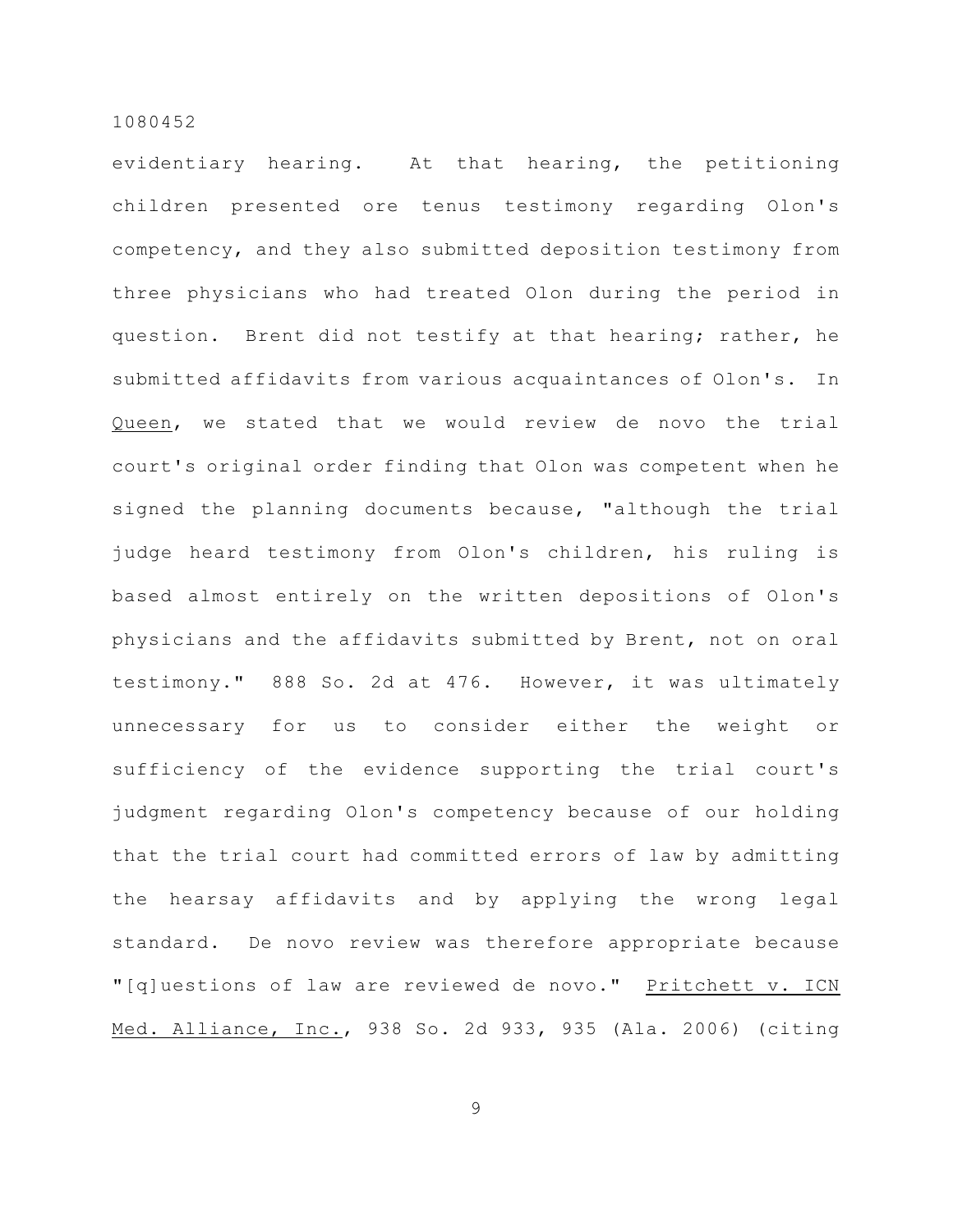evidentiary hearing. At that hearing, the petitioning children presented ore tenus testimony regarding Olon's competency, and they also submitted deposition testimony from three physicians who had treated Olon during the period in question. Brent did not testify at that hearing; rather, he submitted affidavits from various acquaintances of Olon's. In Queen, we stated that we would review de novo the trial court's original order finding that Olon was competent when he signed the planning documents because, "although the trial judge heard testimony from Olon's children, his ruling is based almost entirely on the written depositions of Olon's physicians and the affidavits submitted by Brent, not on oral testimony." 888 So. 2d at 476. However, it was ultimately unnecessary for us to consider either the weight or sufficiency of the evidence supporting the trial court's judgment regarding Olon's competency because of our holding that the trial court had committed errors of law by admitting the hearsay affidavits and by applying the wrong legal standard. De novo review was therefore appropriate because "[q]uestions of law are reviewed de novo." Pritchett v. ICN Med. Alliance, Inc., 938 So. 2d 933, 935 (Ala. 2006) (citing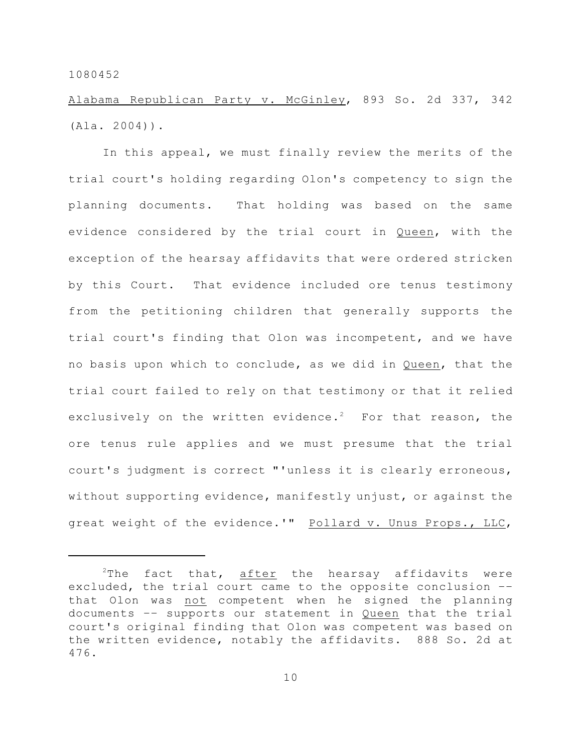Alabama Republican Party v. McGinley, 893 So. 2d 337, 342 (Ala. 2004)).

In this appeal, we must finally review the merits of the trial court's holding regarding Olon's competency to sign the planning documents. That holding was based on the same evidence considered by the trial court in Queen, with the exception of the hearsay affidavits that were ordered stricken by this Court. That evidence included ore tenus testimony from the petitioning children that generally supports the trial court's finding that Olon was incompetent, and we have no basis upon which to conclude, as we did in Queen, that the trial court failed to rely on that testimony or that it relied exclusively on the written evidence.[2] For that reason, the ore tenus rule applies and we must presume that the trial court's judgment is correct "'unless it is clearly erroneous, without supporting evidence, manifestly unjust, or against the great weight of the evidence.'" Pollard v. Unus Props., LLC,

---

[2]The fact that, after the hearsay affidavits were excluded, the trial court came to the opposite conclusion -- that Olon was not competent when he signed the planning documents -- supports our statement in Queen that the trial court's original finding that Olon was competent was based on the written evidence, notably the affidavits. 888 So. 2d at 476.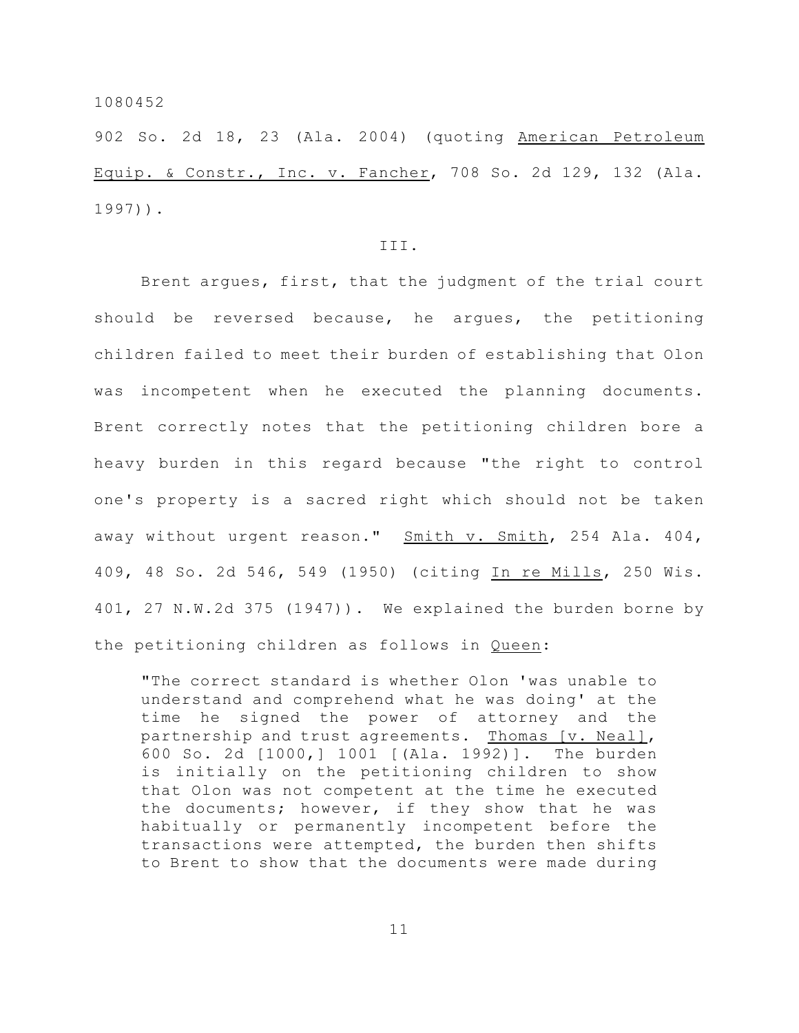902 So. 2d 18, 23 (Ala. 2004) (quoting American Petroleum Equip. & Constr., Inc. v. Fancher, 708 So. 2d 129, 132 (Ala. 1997)).

III.

Brent argues, first, that the judgment of the trial court should be reversed because, he argues, the petitioning children failed to meet their burden of establishing that Olon was incompetent when he executed the planning documents. Brent correctly notes that the petitioning children bore a heavy burden in this regard because "the right to control one's property is a sacred right which should not be taken away without urgent reason." Smith v. Smith, 254 Ala. 404, 409, 48 So. 2d 546, 549 (1950) (citing In re Mills, 250 Wis. 401, 27 N.W.2d 375 (1947)). We explained the burden borne by the petitioning children as follows in Queen:

> "The correct standard is whether Olon 'was unable to understand and comprehend what he was doing' at the time he signed the power of attorney and the partnership and trust agreements. Thomas [v. Neal], 600 So. 2d [1000,] 1001 [(Ala. 1992)]. The burden is initially on the petitioning children to show that Olon was not competent at the time he executed the documents; however, if they show that he was habitually or permanently incompetent before the transactions were attempted, the burden then shifts to Brent to show that the documents were made during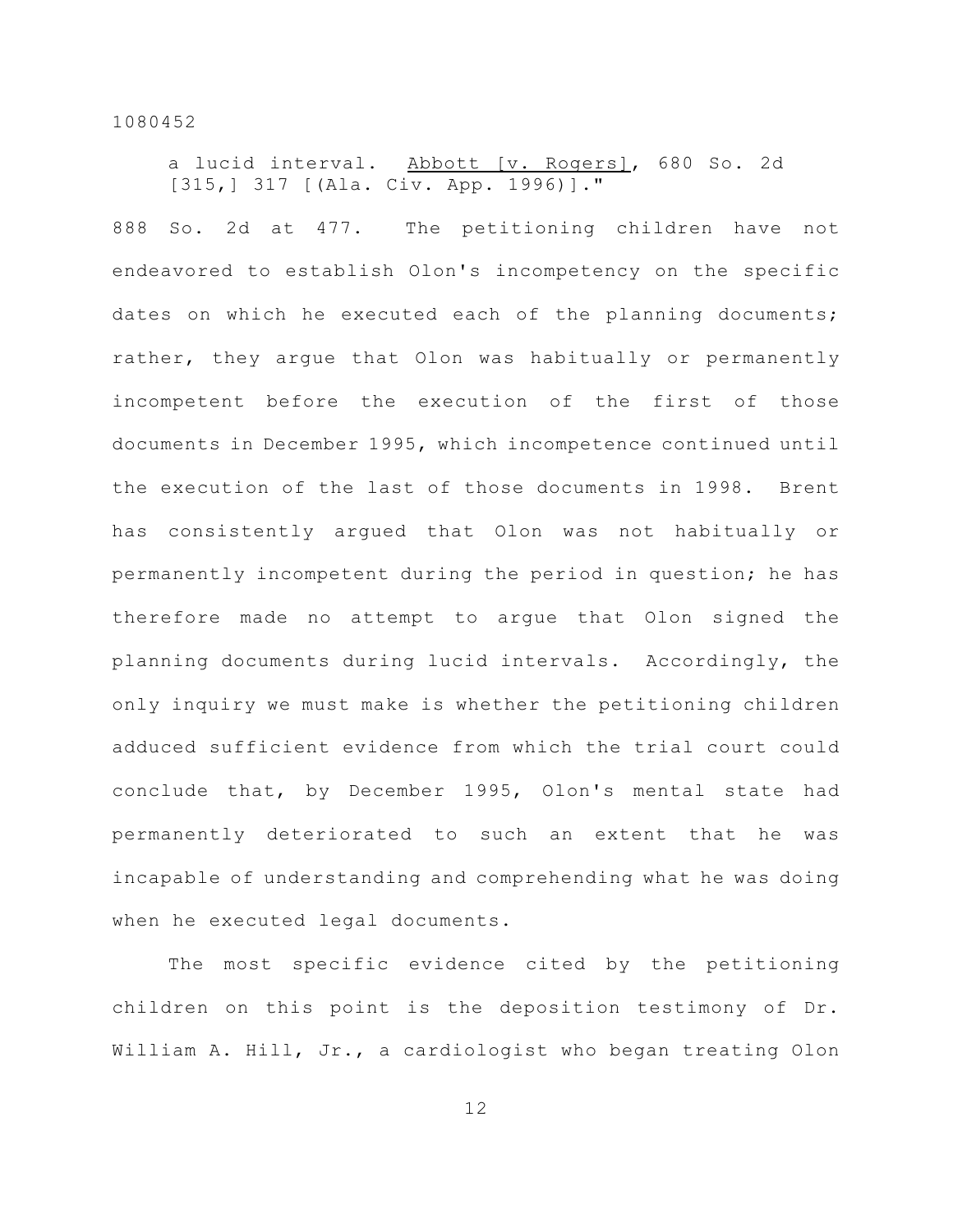> a lucid interval. Abbott [v. Rogers], 680 So. 2d [315,] 317 [(Ala. Civ. App. 1996)]."

888 So. 2d at 477. The petitioning children have not endeavored to establish Olon's incompetency on the specific dates on which he executed each of the planning documents; rather, they argue that Olon was habitually or permanently incompetent before the execution of the first of those documents in December 1995, which incompetence continued until the execution of the last of those documents in 1998. Brent has consistently argued that Olon was not habitually or permanently incompetent during the period in question; he has therefore made no attempt to argue that Olon signed the planning documents during lucid intervals. Accordingly, the only inquiry we must make is whether the petitioning children adduced sufficient evidence from which the trial court could conclude that, by December 1995, Olon's mental state had permanently deteriorated to such an extent that he was incapable of understanding and comprehending what he was doing when he executed legal documents.

The most specific evidence cited by the petitioning children on this point is the deposition testimony of Dr. William A. Hill, Jr., a cardiologist who began treating Olon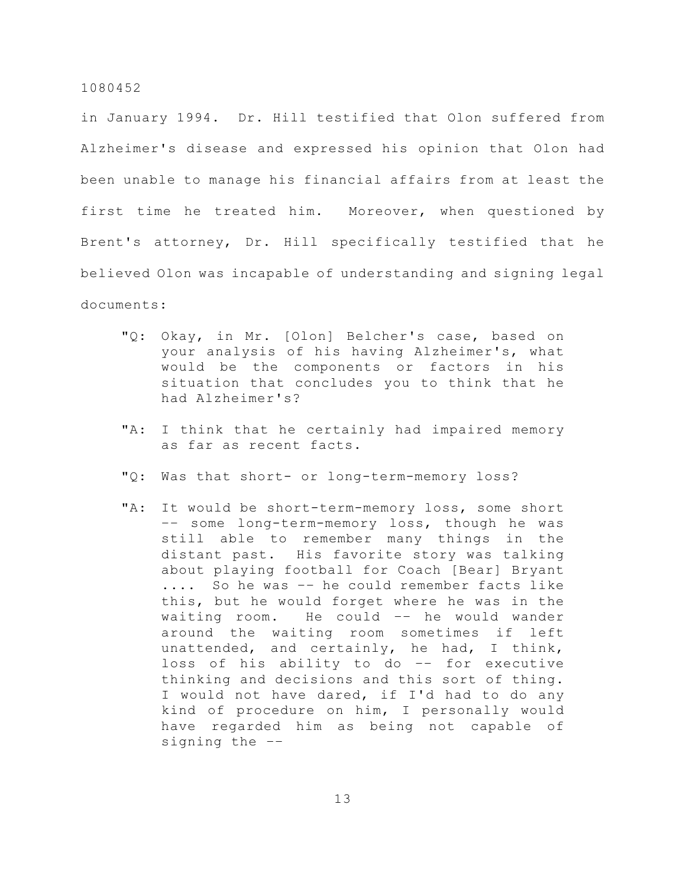in January 1994. Dr. Hill testified that Olon suffered from Alzheimer's disease and expressed his opinion that Olon had been unable to manage his financial affairs from at least the first time he treated him. Moreover, when questioned by Brent's attorney, Dr. Hill specifically testified that he believed Olon was incapable of understanding and signing legal documents:

> "Q: Okay, in Mr. [Olon] Belcher's case, based on your analysis of his having Alzheimer's, what would be the components or factors in his situation that concludes you to think that he had Alzheimer's?
>
> "A: I think that he certainly had impaired memory as far as recent facts.
>
> "Q: Was that short- or long-term-memory loss?
>
> "A: It would be short-term-memory loss, some short -- some long-term-memory loss, though he was still able to remember many things in the distant past. His favorite story was talking about playing football for Coach [Bear] Bryant .... So he was -- he could remember facts like this, but he would forget where he was in the waiting room. He could -- he would wander around the waiting room sometimes if left unattended, and certainly, he had, I think, loss of his ability to do -- for executive thinking and decisions and this sort of thing. I would not have dared, if I'd had to do any kind of procedure on him, I personally would have regarded him as being not capable of signing the --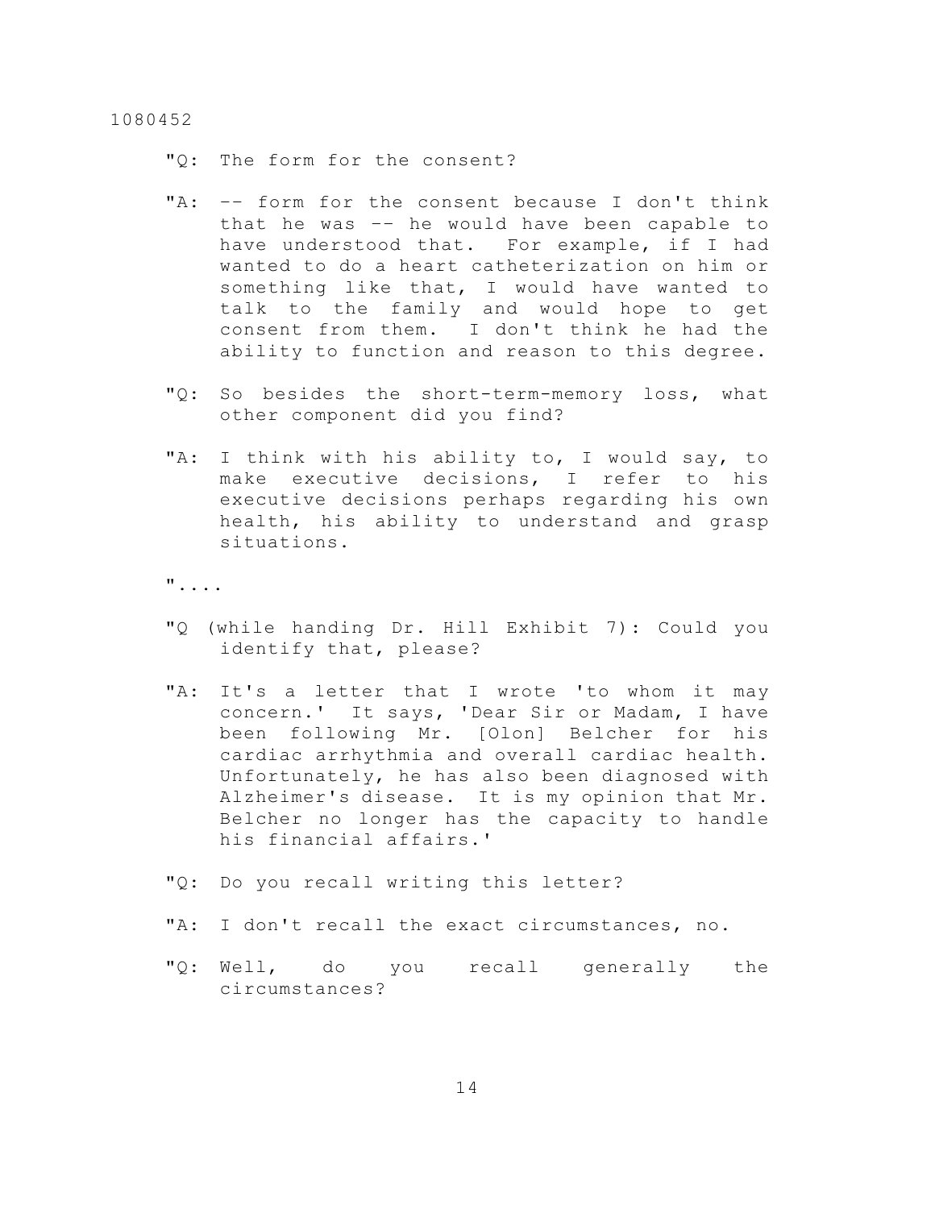"Q: The form for the consent?

"A: -- form for the consent because I don't think that he was -- he would have been capable to have understood that. For example, if I had wanted to do a heart catheterization on him or something like that, I would have wanted to talk to the family and would hope to get consent from them. I don't think he had the ability to function and reason to this degree.

"Q: So besides the short-term-memory loss, what other component did you find?

"A: I think with his ability to, I would say, to make executive decisions, I refer to his executive decisions perhaps regarding his own health, his ability to understand and grasp situations.

"....

"Q (while handing Dr. Hill Exhibit 7): Could you identify that, please?

"A: It's a letter that I wrote 'to whom it may concern.' It says, 'Dear Sir or Madam, I have been following Mr. [Olon] Belcher for his cardiac arrhythmia and overall cardiac health. Unfortunately, he has also been diagnosed with Alzheimer's disease. It is my opinion that Mr. Belcher no longer has the capacity to handle his financial affairs.'

"Q: Do you recall writing this letter?

"A: I don't recall the exact circumstances, no.

"Q: Well, do you recall generally the circumstances?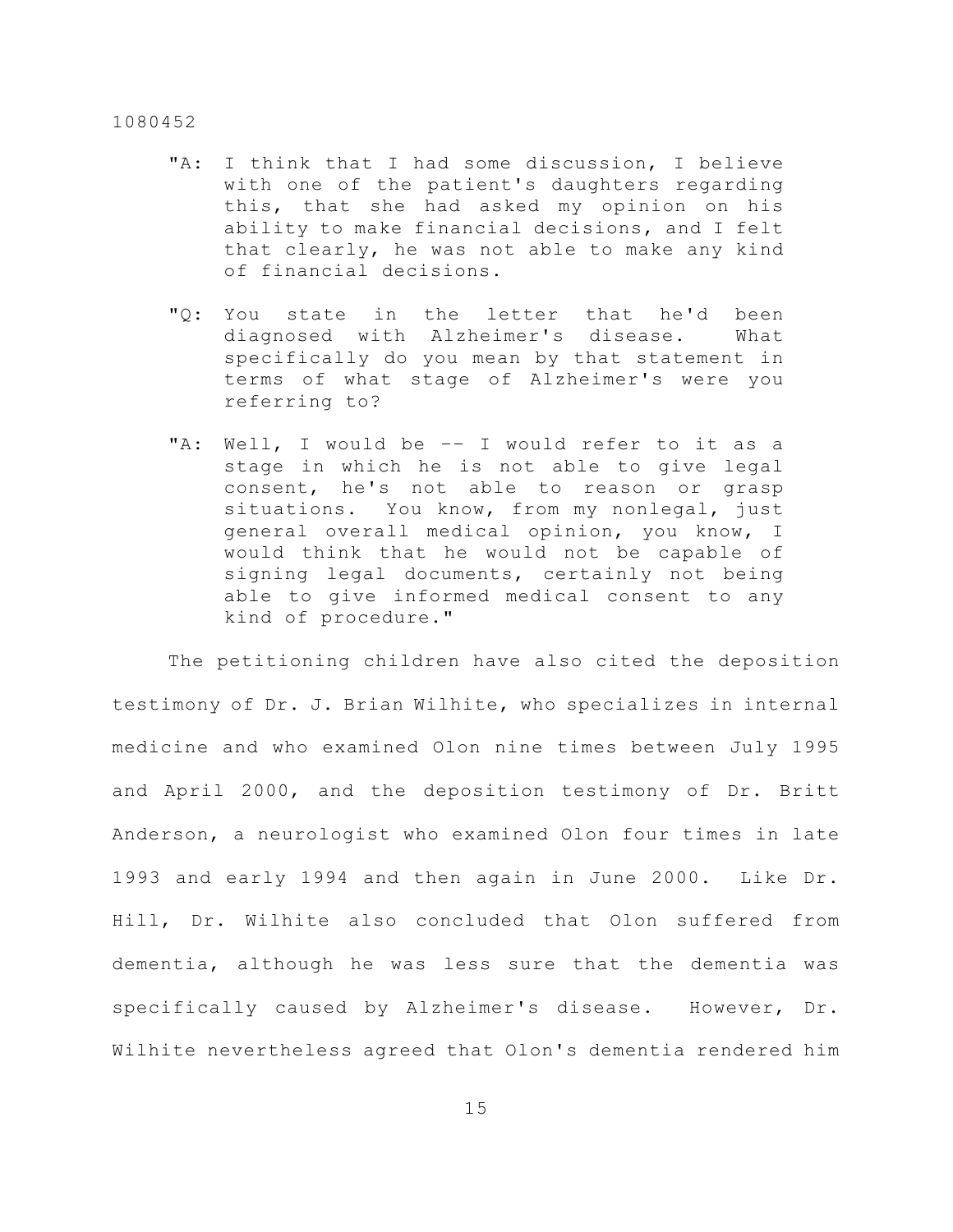> "A: I think that I had some discussion, I believe with one of the patient's daughters regarding this, that she had asked my opinion on his ability to make financial decisions, and I felt that clearly, he was not able to make any kind of financial decisions.
>
> "Q: You state in the letter that he'd been diagnosed with Alzheimer's disease. What specifically do you mean by that statement in terms of what stage of Alzheimer's were you referring to?
>
> "A: Well, I would be -- I would refer to it as a stage in which he is not able to give legal consent, he's not able to reason or grasp situations. You know, from my nonlegal, just general overall medical opinion, you know, I would think that he would not be capable of signing legal documents, certainly not being able to give informed medical consent to any kind of procedure."

The petitioning children have also cited the deposition testimony of Dr. J. Brian Wilhite, who specializes in internal medicine and who examined Olon nine times between July 1995 and April 2000, and the deposition testimony of Dr. Britt Anderson, a neurologist who examined Olon four times in late 1993 and early 1994 and then again in June 2000. Like Dr. Hill, Dr. Wilhite also concluded that Olon suffered from dementia, although he was less sure that the dementia was specifically caused by Alzheimer's disease. However, Dr. Wilhite nevertheless agreed that Olon's dementia rendered him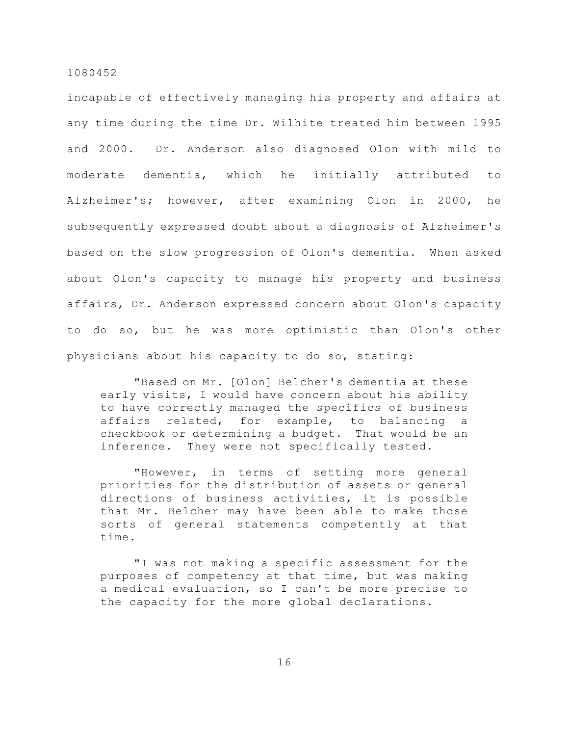incapable of effectively managing his property and affairs at any time during the time Dr. Wilhite treated him between 1995 and 2000. Dr. Anderson also diagnosed Olon with mild to moderate dementia, which he initially attributed to Alzheimer's; however, after examining Olon in 2000, he subsequently expressed doubt about a diagnosis of Alzheimer's based on the slow progression of Olon's dementia. When asked about Olon's capacity to manage his property and business affairs, Dr. Anderson expressed concern about Olon's capacity to do so, but he was more optimistic than Olon's other physicians about his capacity to do so, stating:

> "Based on Mr. [Olon] Belcher's dementia at these early visits, I would have concern about his ability to have correctly managed the specifics of business affairs related, for example, to balancing a checkbook or determining a budget. That would be an inference. They were not specifically tested.
>
> "However, in terms of setting more general priorities for the distribution of assets or general directions of business activities, it is possible that Mr. Belcher may have been able to make those sorts of general statements competently at that time.
>
> "I was not making a specific assessment for the purposes of competency at that time, but was making a medical evaluation, so I can't be more precise to the capacity for the more global declarations.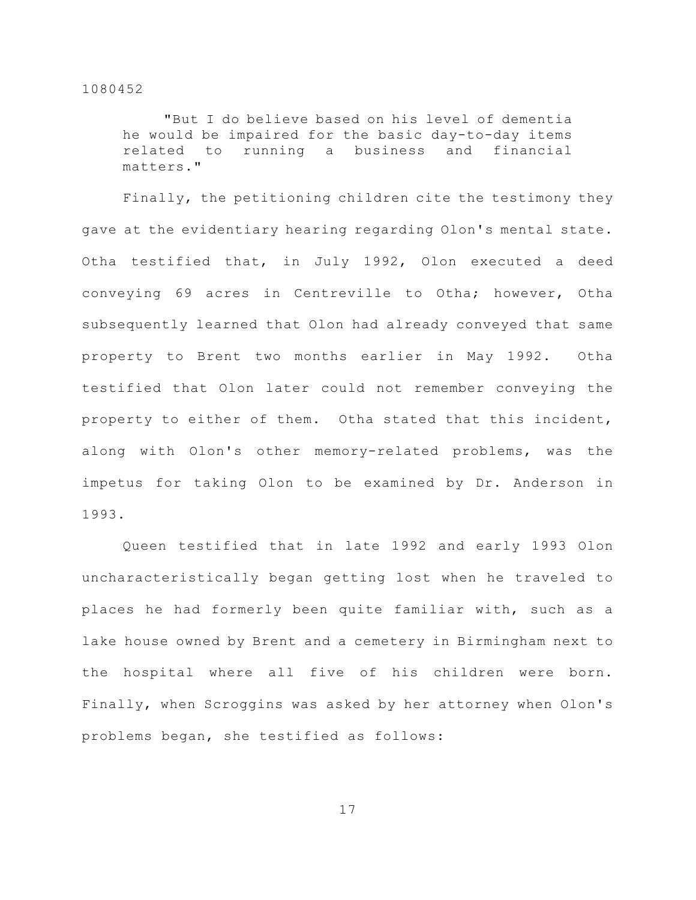> "But I do believe based on his level of dementia he would be impaired for the basic day-to-day items related to running a business and financial matters."

Finally, the petitioning children cite the testimony they gave at the evidentiary hearing regarding Olon's mental state. Otha testified that, in July 1992, Olon executed a deed conveying 69 acres in Centreville to Otha; however, Otha subsequently learned that Olon had already conveyed that same property to Brent two months earlier in May 1992. Otha testified that Olon later could not remember conveying the property to either of them. Otha stated that this incident, along with Olon's other memory-related problems, was the impetus for taking Olon to be examined by Dr. Anderson in 1993.

Queen testified that in late 1992 and early 1993 Olon uncharacteristically began getting lost when he traveled to places he had formerly been quite familiar with, such as a lake house owned by Brent and a cemetery in Birmingham next to the hospital where all five of his children were born. Finally, when Scroggins was asked by her attorney when Olon's problems began, she testified as follows: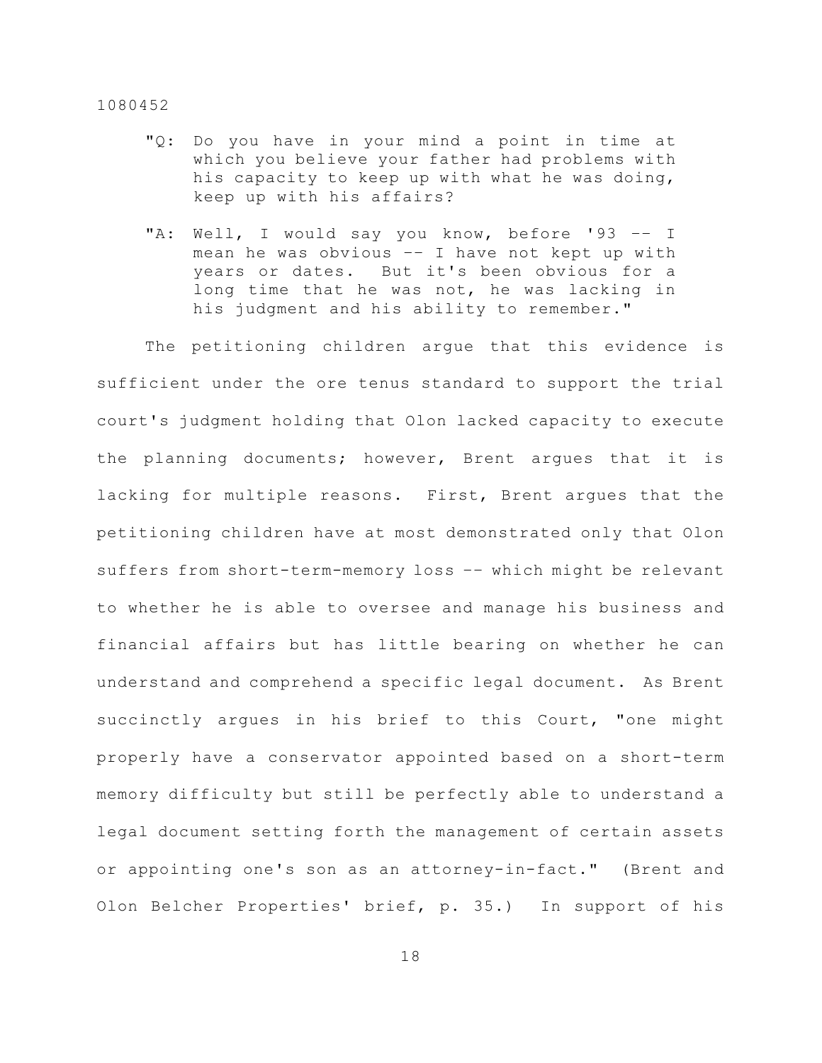"Q: Do you have in your mind a point in time at which you believe your father had problems with his capacity to keep up with what he was doing, keep up with his affairs?

"A: Well, I would say you know, before '93 -- I mean he was obvious -- I have not kept up with years or dates. But it's been obvious for a long time that he was not, he was lacking in his judgment and his ability to remember."

The petitioning children argue that this evidence is sufficient under the ore tenus standard to support the trial court's judgment holding that Olon lacked capacity to execute the planning documents; however, Brent argues that it is lacking for multiple reasons. First, Brent argues that the petitioning children have at most demonstrated only that Olon suffers from short-term-memory loss -- which might be relevant to whether he is able to oversee and manage his business and financial affairs but has little bearing on whether he can understand and comprehend a specific legal document. As Brent succinctly argues in his brief to this Court, "one might properly have a conservator appointed based on a short-term memory difficulty but still be perfectly able to understand a legal document setting forth the management of certain assets or appointing one's son as an attorney-in-fact." (Brent and Olon Belcher Properties' brief, p. 35.) In support of his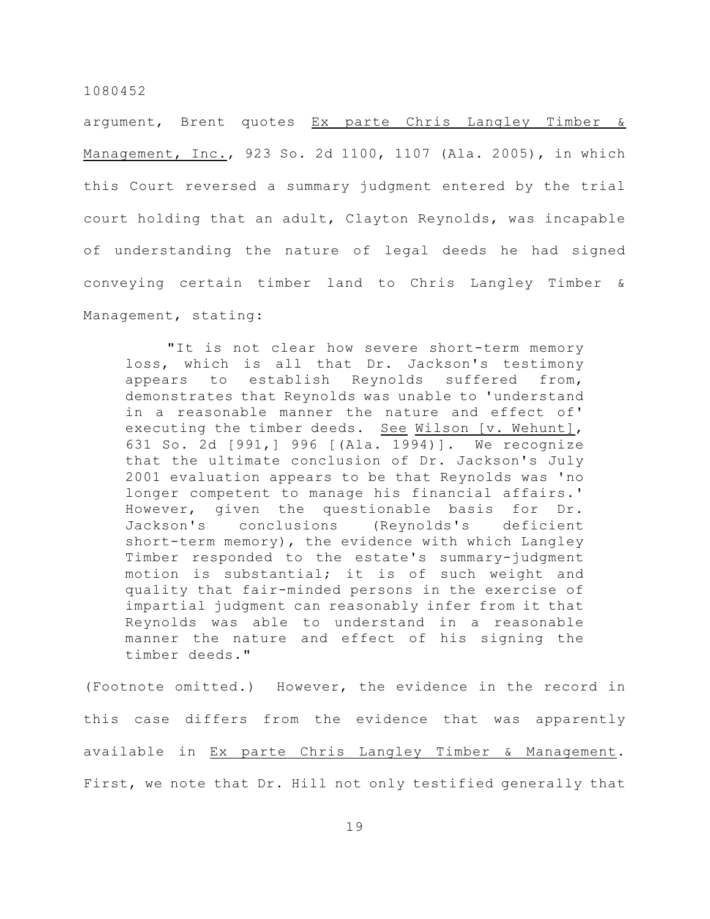argument, Brent quotes Ex parte Chris Langley Timber & Management, Inc., 923 So. 2d 1100, 1107 (Ala. 2005), in which this Court reversed a summary judgment entered by the trial court holding that an adult, Clayton Reynolds, was incapable of understanding the nature of legal deeds he had signed conveying certain timber land to Chris Langley Timber & Management, stating:

> "It is not clear how severe short-term memory loss, which is all that Dr. Jackson's testimony appears to establish Reynolds suffered from, demonstrates that Reynolds was unable to 'understand in a reasonable manner the nature and effect of' executing the timber deeds. See Wilson [v. Wehunt], 631 So. 2d [991,] 996 [(Ala. 1994)]. We recognize that the ultimate conclusion of Dr. Jackson's July 2001 evaluation appears to be that Reynolds was 'no longer competent to manage his financial affairs.' However, given the questionable basis for Dr. Jackson's conclusions (Reynolds's deficient short-term memory), the evidence with which Langley Timber responded to the estate's summary-judgment motion is substantial; it is of such weight and quality that fair-minded persons in the exercise of impartial judgment can reasonably infer from it that Reynolds was able to understand in a reasonable manner the nature and effect of his signing the timber deeds."

(Footnote omitted.) However, the evidence in the record in this case differs from the evidence that was apparently available in Ex parte Chris Langley Timber & Management. First, we note that Dr. Hill not only testified generally that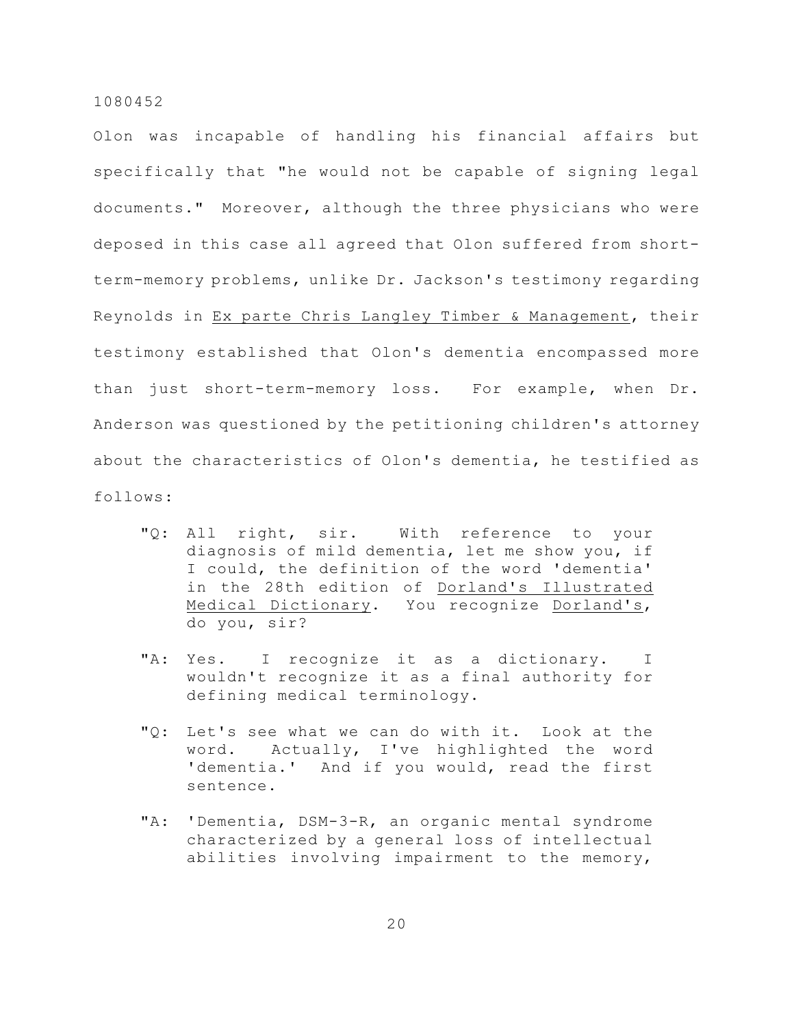Olon was incapable of handling his financial affairs but specifically that "he would not be capable of signing legal documents." Moreover, although the three physicians who were deposed in this case all agreed that Olon suffered from short-term-memory problems, unlike Dr. Jackson's testimony regarding Reynolds in Ex parte Chris Langley Timber & Management, their testimony established that Olon's dementia encompassed more than just short-term-memory loss. For example, when Dr. Anderson was questioned by the petitioning children's attorney about the characteristics of Olon's dementia, he testified as follows:

> "Q: All right, sir. With reference to your diagnosis of mild dementia, let me show you, if I could, the definition of the word 'dementia' in the 28th edition of Dorland's Illustrated Medical Dictionary. You recognize Dorland's, do you, sir?
>
> "A: Yes. I recognize it as a dictionary. I wouldn't recognize it as a final authority for defining medical terminology.
>
> "Q: Let's see what we can do with it. Look at the word. Actually, I've highlighted the word 'dementia.' And if you would, read the first sentence.
>
> "A: 'Dementia, DSM-3-R, an organic mental syndrome characterized by a general loss of intellectual abilities involving impairment to the memory,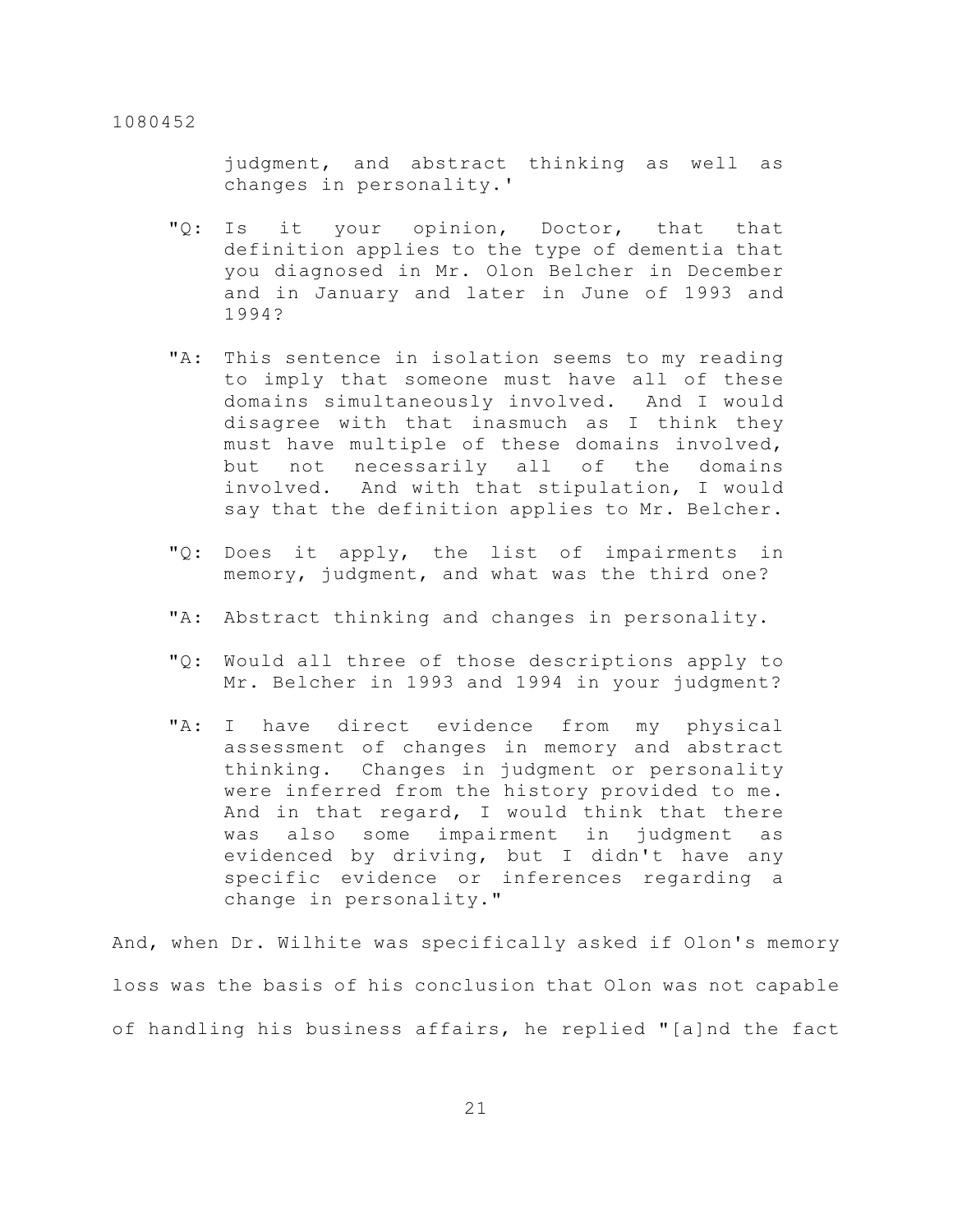judgment, and abstract thinking as well as changes in personality.'

> "Q: Is it your opinion, Doctor, that that definition applies to the type of dementia that you diagnosed in Mr. Olon Belcher in December and in January and later in June of 1993 and 1994?
>
> "A: This sentence in isolation seems to my reading to imply that someone must have all of these domains simultaneously involved. And I would disagree with that inasmuch as I think they must have multiple of these domains involved, but not necessarily all of the domains involved. And with that stipulation, I would say that the definition applies to Mr. Belcher.
>
> "Q: Does it apply, the list of impairments in memory, judgment, and what was the third one?
>
> "A: Abstract thinking and changes in personality.
>
> "Q: Would all three of those descriptions apply to Mr. Belcher in 1993 and 1994 in your judgment?
>
> "A: I have direct evidence from my physical assessment of changes in memory and abstract thinking. Changes in judgment or personality were inferred from the history provided to me. And in that regard, I would think that there was also some impairment in judgment as evidenced by driving, but I didn't have any specific evidence or inferences regarding a change in personality."

And, when Dr. Wilhite was specifically asked if Olon's memory loss was the basis of his conclusion that Olon was not capable of handling his business affairs, he replied "[a]nd the fact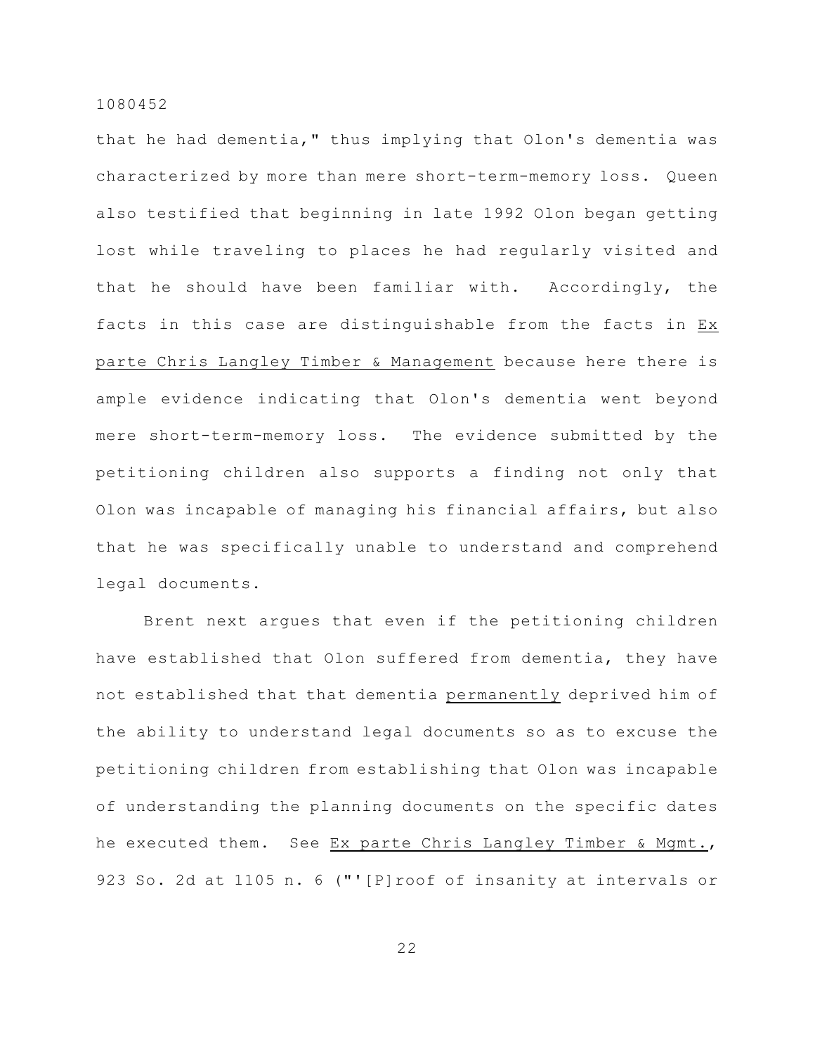that he had dementia," thus implying that Olon's dementia was characterized by more than mere short-term-memory loss. Queen also testified that beginning in late 1992 Olon began getting lost while traveling to places he had regularly visited and that he should have been familiar with. Accordingly, the facts in this case are distinguishable from the facts in Ex parte Chris Langley Timber & Management because here there is ample evidence indicating that Olon's dementia went beyond mere short-term-memory loss. The evidence submitted by the petitioning children also supports a finding not only that Olon was incapable of managing his financial affairs, but also that he was specifically unable to understand and comprehend legal documents.

Brent next argues that even if the petitioning children have established that Olon suffered from dementia, they have not established that that dementia permanently deprived him of the ability to understand legal documents so as to excuse the petitioning children from establishing that Olon was incapable of understanding the planning documents on the specific dates he executed them. See Ex parte Chris Langley Timber & Mgmt., 923 So. 2d at 1105 n. 6 ("'[P]roof of insanity at intervals or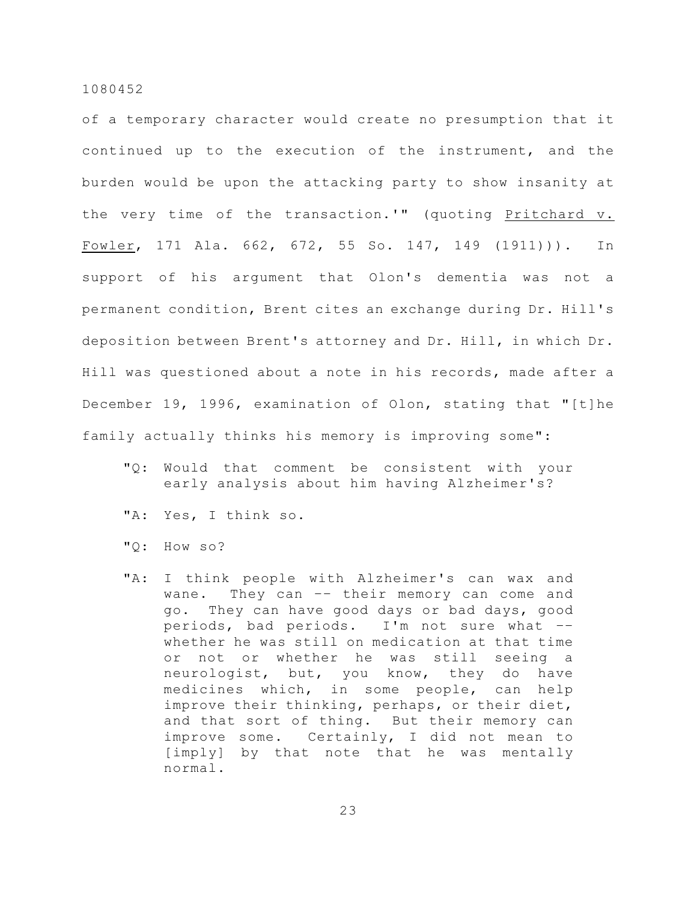of a temporary character would create no presumption that it continued up to the execution of the instrument, and the burden would be upon the attacking party to show insanity at the very time of the transaction.'" (quoting Pritchard v. Fowler, 171 Ala. 662, 672, 55 So. 147, 149 (1911))). In support of his argument that Olon's dementia was not a permanent condition, Brent cites an exchange during Dr. Hill's deposition between Brent's attorney and Dr. Hill, in which Dr. Hill was questioned about a note in his records, made after a December 19, 1996, examination of Olon, stating that "[t]he family actually thinks his memory is improving some":

> "Q: Would that comment be consistent with your early analysis about him having Alzheimer's?
>
> "A: Yes, I think so.
>
> "Q: How so?
>
> "A: I think people with Alzheimer's can wax and wane. They can -- their memory can come and go. They can have good days or bad days, good periods, bad periods. I'm not sure what -- whether he was still on medication at that time or not or whether he was still seeing a neurologist, but, you know, they do have medicines which, in some people, can help improve their thinking, perhaps, or their diet, and that sort of thing. But their memory can improve some. Certainly, I did not mean to [imply] by that note that he was mentally normal.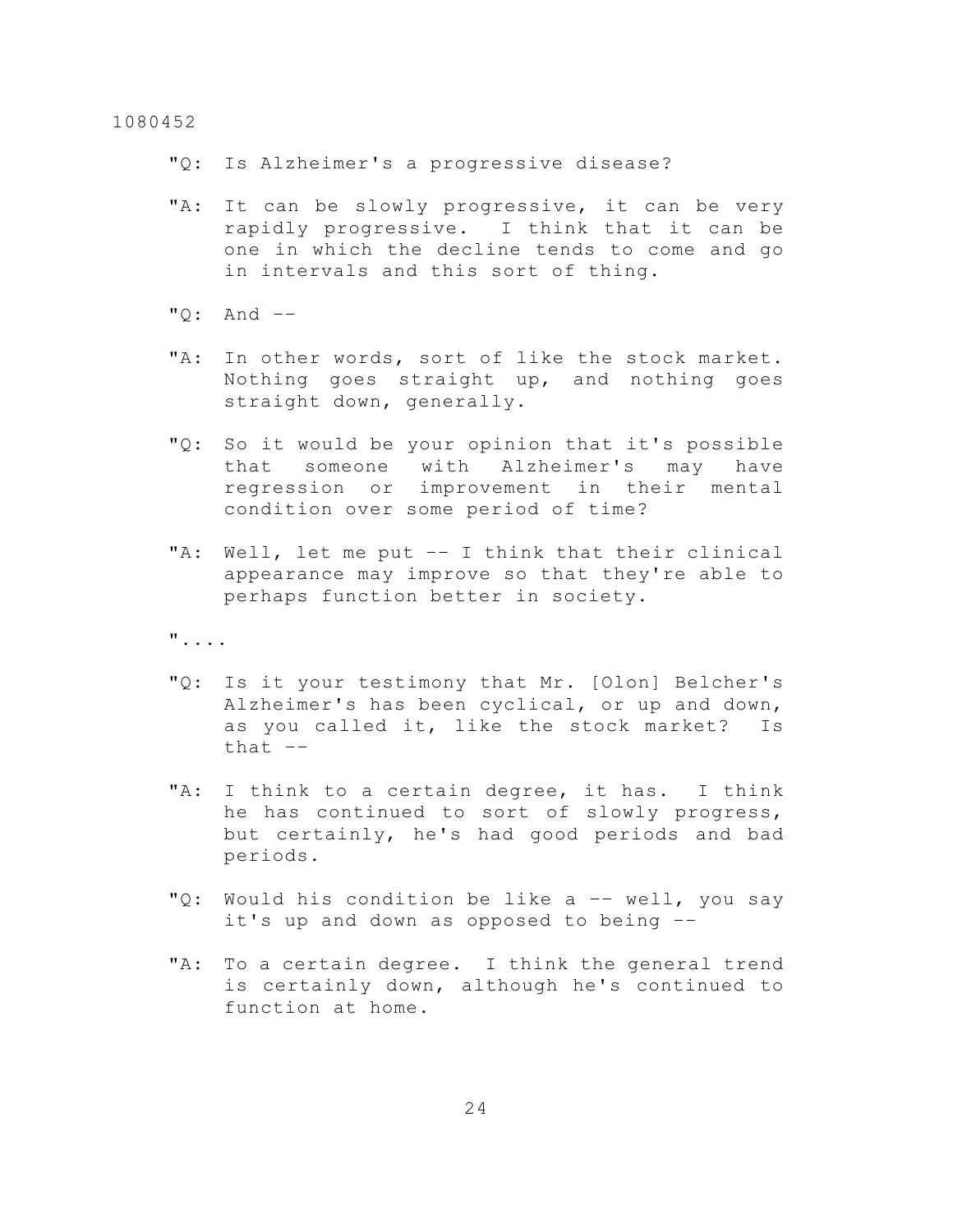"Q: Is Alzheimer's a progressive disease?

"A: It can be slowly progressive, it can be very rapidly progressive. I think that it can be one in which the decline tends to come and go in intervals and this sort of thing.

"Q: And --

"A: In other words, sort of like the stock market. Nothing goes straight up, and nothing goes straight down, generally.

"Q: So it would be your opinion that it's possible that someone with Alzheimer's may have regression or improvement in their mental condition over some period of time?

"A: Well, let me put -- I think that their clinical appearance may improve so that they're able to perhaps function better in society.

"....

"Q: Is it your testimony that Mr. [Olon] Belcher's Alzheimer's has been cyclical, or up and down, as you called it, like the stock market? Is that --

"A: I think to a certain degree, it has. I think he has continued to sort of slowly progress, but certainly, he's had good periods and bad periods.

"Q: Would his condition be like a -- well, you say it's up and down as opposed to being --

"A: To a certain degree. I think the general trend is certainly down, although he's continued to function at home.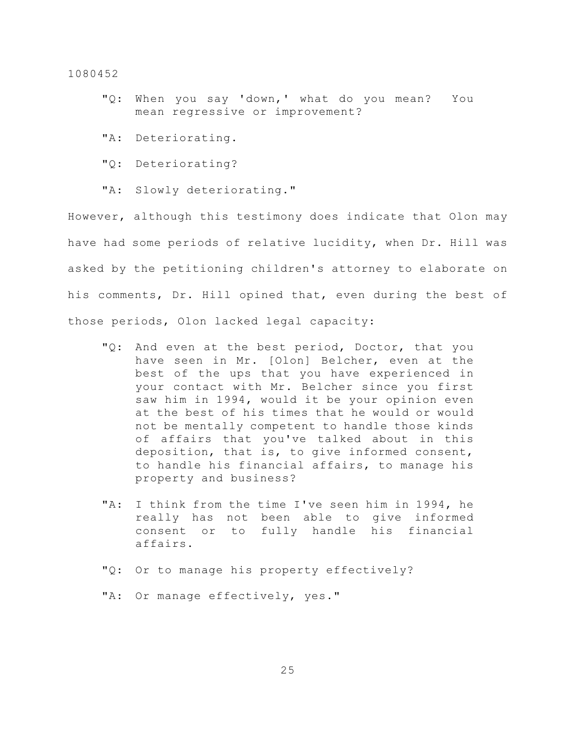"Q: When you say 'down,' what do you mean? You mean regressive or improvement?

"A: Deteriorating.

"Q: Deteriorating?

"A: Slowly deteriorating."

However, although this testimony does indicate that Olon may have had some periods of relative lucidity, when Dr. Hill was asked by the petitioning children's attorney to elaborate on his comments, Dr. Hill opined that, even during the best of those periods, Olon lacked legal capacity:

"Q: And even at the best period, Doctor, that you have seen in Mr. [Olon] Belcher, even at the best of the ups that you have experienced in your contact with Mr. Belcher since you first saw him in 1994, would it be your opinion even at the best of his times that he would or would not be mentally competent to handle those kinds of affairs that you've talked about in this deposition, that is, to give informed consent, to handle his financial affairs, to manage his property and business?

"A: I think from the time I've seen him in 1994, he really has not been able to give informed consent or to fully handle his financial affairs.

"Q: Or to manage his property effectively?

"A: Or manage effectively, yes."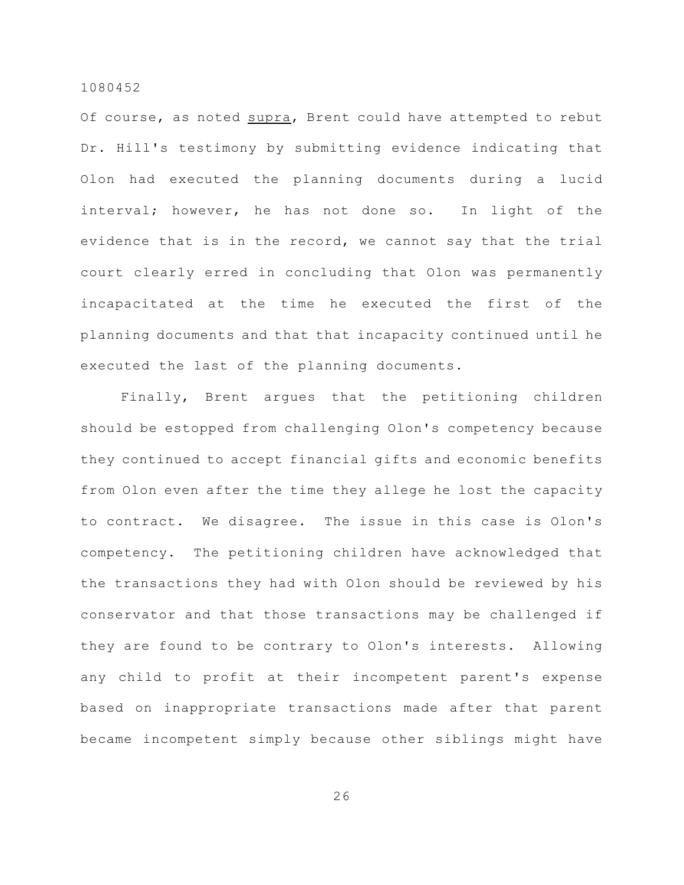Of course, as noted supra, Brent could have attempted to rebut Dr. Hill's testimony by submitting evidence indicating that Olon had executed the planning documents during a lucid interval; however, he has not done so. In light of the evidence that is in the record, we cannot say that the trial court clearly erred in concluding that Olon was permanently incapacitated at the time he executed the first of the planning documents and that that incapacity continued until he executed the last of the planning documents.

Finally, Brent argues that the petitioning children should be estopped from challenging Olon's competency because they continued to accept financial gifts and economic benefits from Olon even after the time they allege he lost the capacity to contract. We disagree. The issue in this case is Olon's competency. The petitioning children have acknowledged that the transactions they had with Olon should be reviewed by his conservator and that those transactions may be challenged if they are found to be contrary to Olon's interests. Allowing any child to profit at their incompetent parent's expense based on inappropriate transactions made after that parent became incompetent simply because other siblings might have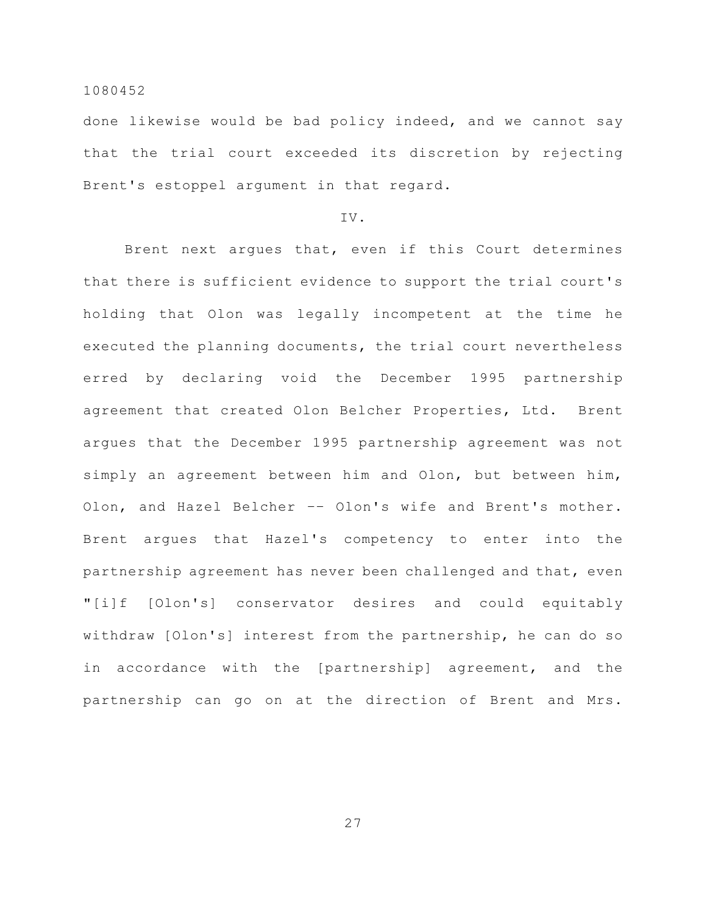done likewise would be bad policy indeed, and we cannot say that the trial court exceeded its discretion by rejecting Brent's estoppel argument in that regard.

IV.

Brent next argues that, even if this Court determines that there is sufficient evidence to support the trial court's holding that Olon was legally incompetent at the time he executed the planning documents, the trial court nevertheless erred by declaring void the December 1995 partnership agreement that created Olon Belcher Properties, Ltd. Brent argues that the December 1995 partnership agreement was not simply an agreement between him and Olon, but between him, Olon, and Hazel Belcher -- Olon's wife and Brent's mother. Brent argues that Hazel's competency to enter into the partnership agreement has never been challenged and that, even "[i]f [Olon's] conservator desires and could equitably withdraw [Olon's] interest from the partnership, he can do so in accordance with the [partnership] agreement, and the partnership can go on at the direction of Brent and Mrs.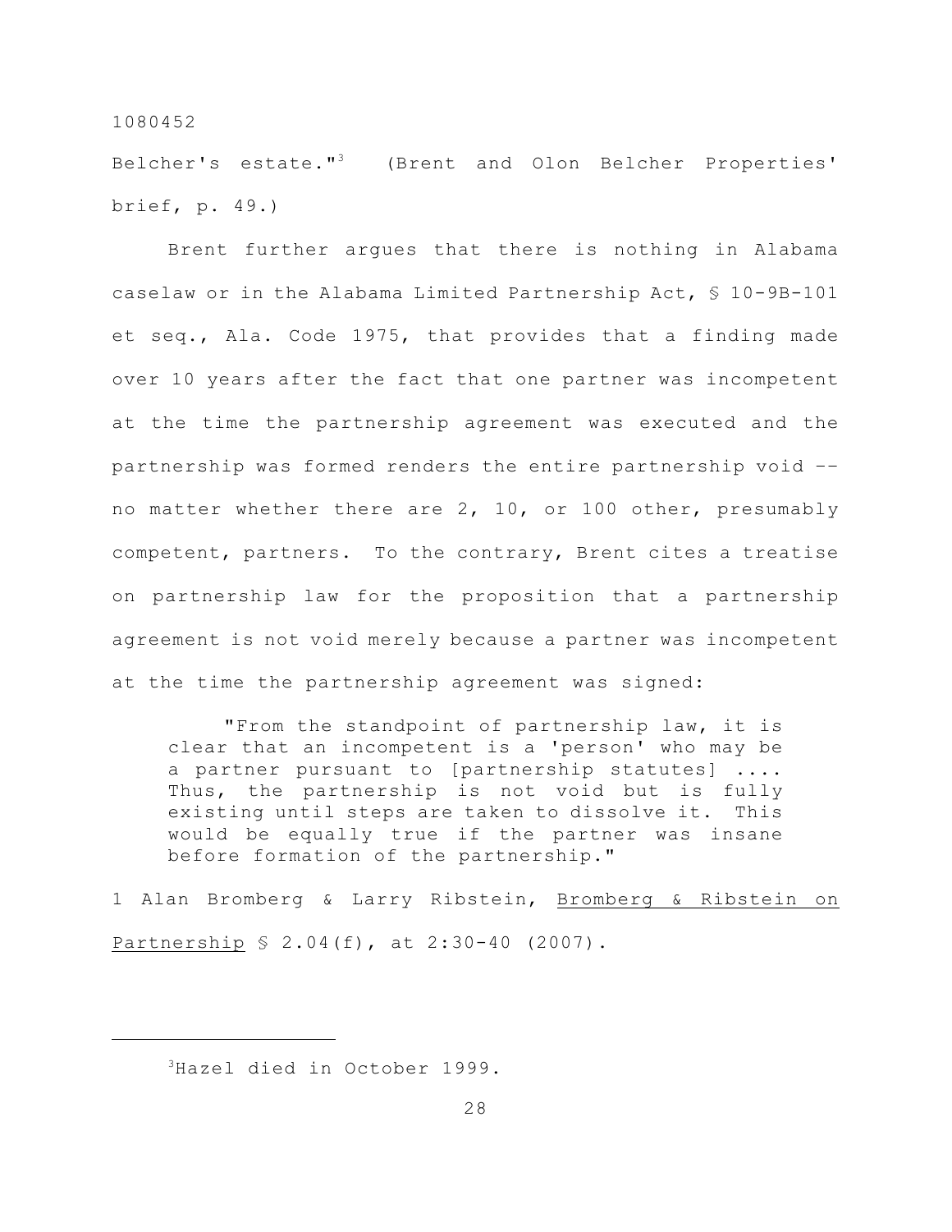Belcher's estate."[3] (Brent and Olon Belcher Properties' brief, p. 49.)

Brent further argues that there is nothing in Alabama caselaw or in the Alabama Limited Partnership Act, § 10-9B-101 et seq., Ala. Code 1975, that provides that a finding made over 10 years after the fact that one partner was incompetent at the time the partnership agreement was executed and the partnership was formed renders the entire partnership void -- no matter whether there are 2, 10, or 100 other, presumably competent, partners. To the contrary, Brent cites a treatise on partnership law for the proposition that a partnership agreement is not void merely because a partner was incompetent at the time the partnership agreement was signed:

> "From the standpoint of partnership law, it is clear that an incompetent is a 'person' who may be a partner pursuant to [partnership statutes] .... Thus, the partnership is not void but is fully existing until steps are taken to dissolve it. This would be equally true if the partner was insane before formation of the partnership."

1 Alan Bromberg & Larry Ribstein, Bromberg & Ribstein on Partnership § 2.04(f), at 2:30-40 (2007).

---

[3] Hazel died in October 1999.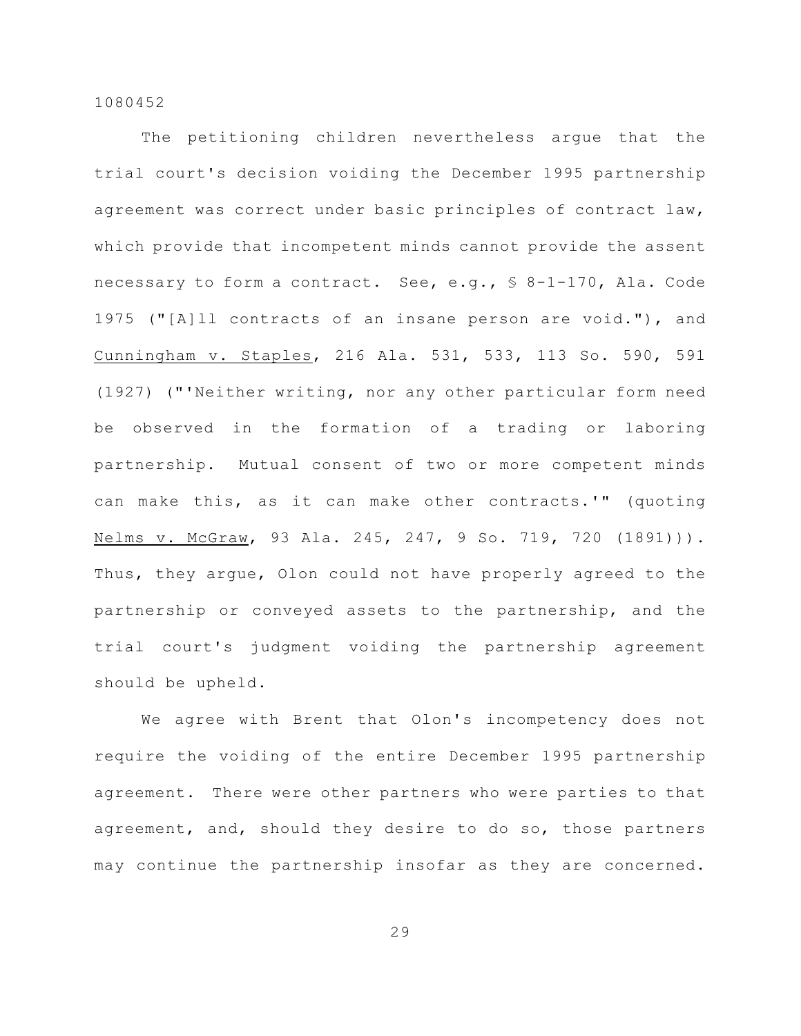The petitioning children nevertheless argue that the trial court's decision voiding the December 1995 partnership agreement was correct under basic principles of contract law, which provide that incompetent minds cannot provide the assent necessary to form a contract. See, e.g., § 8-1-170, Ala. Code 1975 ("[A]ll contracts of an insane person are void."), and Cunningham v. Staples, 216 Ala. 531, 533, 113 So. 590, 591 (1927) ("'Neither writing, nor any other particular form need be observed in the formation of a trading or laboring partnership. Mutual consent of two or more competent minds can make this, as it can make other contracts.'" (quoting Nelms v. McGraw, 93 Ala. 245, 247, 9 So. 719, 720 (1891))). Thus, they argue, Olon could not have properly agreed to the partnership or conveyed assets to the partnership, and the trial court's judgment voiding the partnership agreement should be upheld.

We agree with Brent that Olon's incompetency does not require the voiding of the entire December 1995 partnership agreement. There were other partners who were parties to that agreement, and, should they desire to do so, those partners may continue the partnership insofar as they are concerned.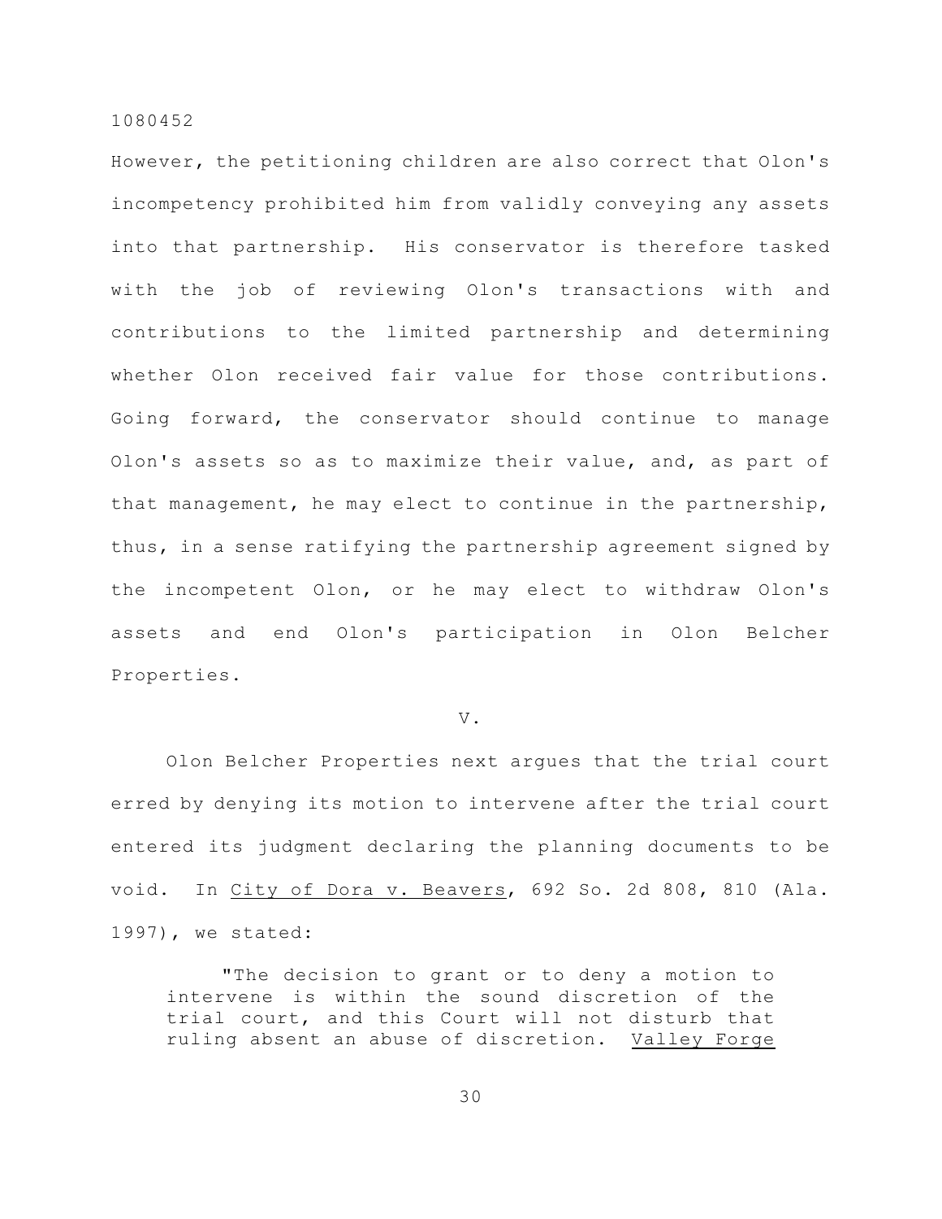However, the petitioning children are also correct that Olon's incompetency prohibited him from validly conveying any assets into that partnership. His conservator is therefore tasked with the job of reviewing Olon's transactions with and contributions to the limited partnership and determining whether Olon received fair value for those contributions. Going forward, the conservator should continue to manage Olon's assets so as to maximize their value, and, as part of that management, he may elect to continue in the partnership, thus, in a sense ratifying the partnership agreement signed by the incompetent Olon, or he may elect to withdraw Olon's assets and end Olon's participation in Olon Belcher Properties.

V.

Olon Belcher Properties next argues that the trial court erred by denying its motion to intervene after the trial court entered its judgment declaring the planning documents to be void. In City of Dora v. Beavers, 692 So. 2d 808, 810 (Ala. 1997), we stated:

> "The decision to grant or to deny a motion to intervene is within the sound discretion of the trial court, and this Court will not disturb that ruling absent an abuse of discretion. Valley Forge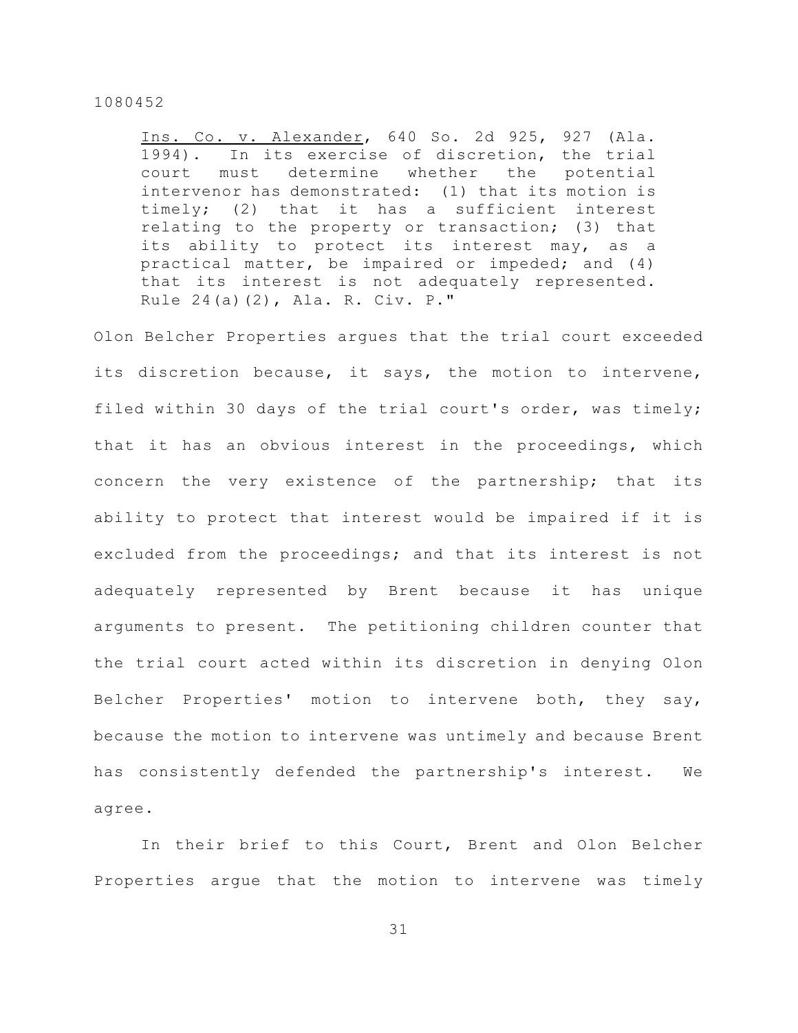> Ins. Co. v. Alexander, 640 So. 2d 925, 927 (Ala. 1994). In its exercise of discretion, the trial court must determine whether the potential intervenor has demonstrated: (1) that its motion is timely; (2) that it has a sufficient interest relating to the property or transaction; (3) that its ability to protect its interest may, as a practical matter, be impaired or impeded; and (4) that its interest is not adequately represented. Rule 24(a)(2), Ala. R. Civ. P."

Olon Belcher Properties argues that the trial court exceeded its discretion because, it says, the motion to intervene, filed within 30 days of the trial court's order, was timely; that it has an obvious interest in the proceedings, which concern the very existence of the partnership; that its ability to protect that interest would be impaired if it is excluded from the proceedings; and that its interest is not adequately represented by Brent because it has unique arguments to present. The petitioning children counter that the trial court acted within its discretion in denying Olon Belcher Properties' motion to intervene both, they say, because the motion to intervene was untimely and because Brent has consistently defended the partnership's interest. We agree.

In their brief to this Court, Brent and Olon Belcher Properties argue that the motion to intervene was timely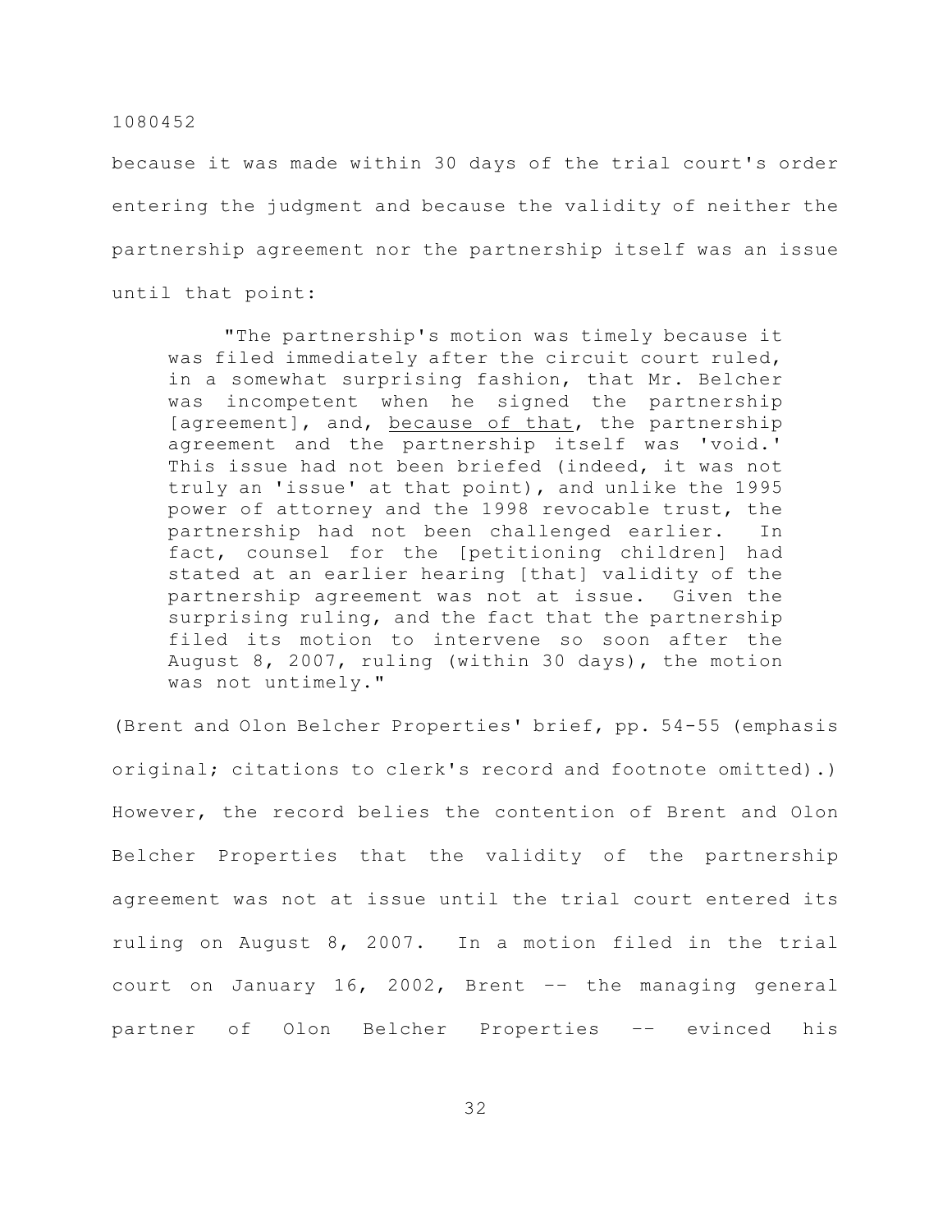because it was made within 30 days of the trial court's order entering the judgment and because the validity of neither the partnership agreement nor the partnership itself was an issue until that point:

> "The partnership's motion was timely because it was filed immediately after the circuit court ruled, in a somewhat surprising fashion, that Mr. Belcher was incompetent when he signed the partnership [agreement], and, <u>because of that</u>, the partnership agreement and the partnership itself was 'void.' This issue had not been briefed (indeed, it was not truly an 'issue' at that point), and unlike the 1995 power of attorney and the 1998 revocable trust, the partnership had not been challenged earlier. In fact, counsel for the [petitioning children] had stated at an earlier hearing [that] validity of the partnership agreement was not at issue. Given the surprising ruling, and the fact that the partnership filed its motion to intervene so soon after the August 8, 2007, ruling (within 30 days), the motion was not untimely."

(Brent and Olon Belcher Properties' brief, pp. 54-55 (emphasis original; citations to clerk's record and footnote omitted).) However, the record belies the contention of Brent and Olon Belcher Properties that the validity of the partnership agreement was not at issue until the trial court entered its ruling on August 8, 2007. In a motion filed in the trial court on January 16, 2002, Brent -- the managing general partner of Olon Belcher Properties -- evinced his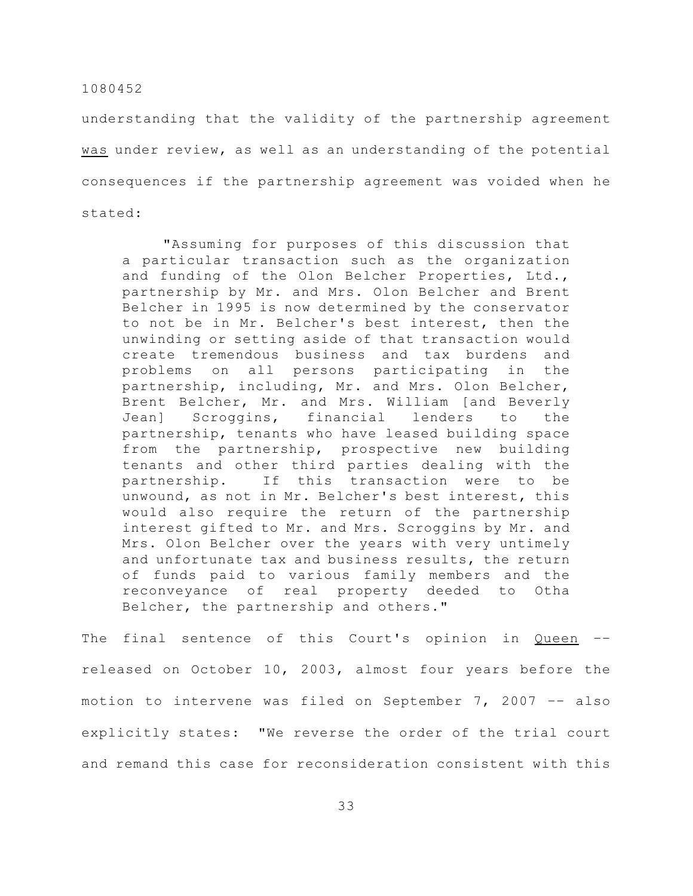understanding that the validity of the partnership agreement <u>was</u> under review, as well as an understanding of the potential consequences if the partnership agreement was voided when he stated:

> "Assuming for purposes of this discussion that a particular transaction such as the organization and funding of the Olon Belcher Properties, Ltd., partnership by Mr. and Mrs. Olon Belcher and Brent Belcher in 1995 is now determined by the conservator to not be in Mr. Belcher's best interest, then the unwinding or setting aside of that transaction would create tremendous business and tax burdens and problems on all persons participating in the partnership, including, Mr. and Mrs. Olon Belcher, Brent Belcher, Mr. and Mrs. William [and Beverly Jean] Scroggins, financial lenders to the partnership, tenants who have leased building space from the partnership, prospective new building tenants and other third parties dealing with the partnership. If this transaction were to be unwound, as not in Mr. Belcher's best interest, this would also require the return of the partnership interest gifted to Mr. and Mrs. Scroggins by Mr. and Mrs. Olon Belcher over the years with very untimely and unfortunate tax and business results, the return of funds paid to various family members and the reconveyance of real property deeded to Otha Belcher, the partnership and others."

The final sentence of this Court's opinion in <u>Queen</u> -- released on October 10, 2003, almost four years before the motion to intervene was filed on September 7, 2007 -- also explicitly states: "We reverse the order of the trial court and remand this case for reconsideration consistent with this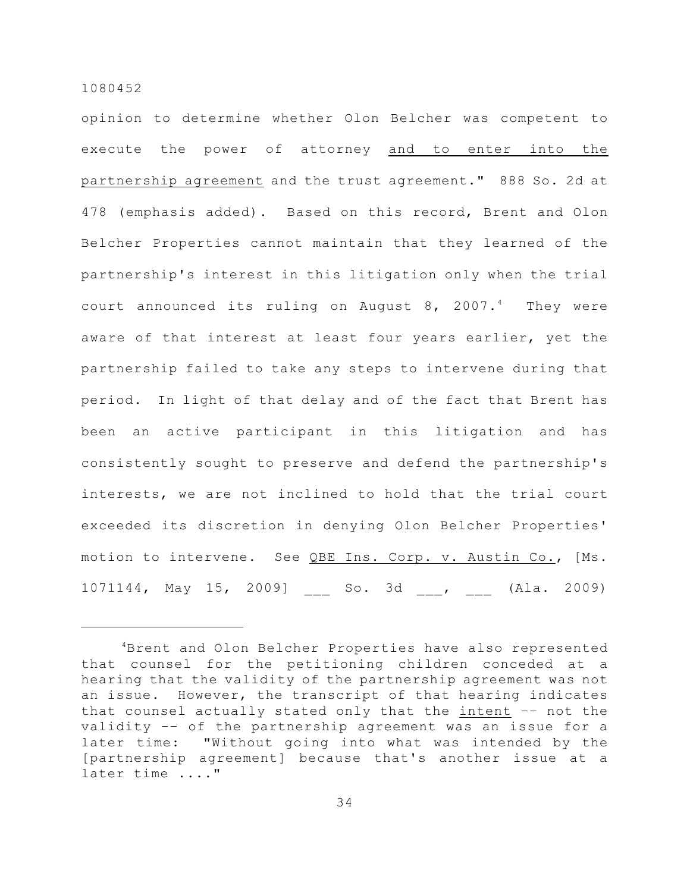opinion to determine whether Olon Belcher was competent to execute the power of attorney <u>and to enter into the partnership agreement</u> and the trust agreement." 888 So. 2d at 478 (emphasis added). Based on this record, Brent and Olon Belcher Properties cannot maintain that they learned of the partnership's interest in this litigation only when the trial court announced its ruling on August 8, 2007.[4] They were aware of that interest at least four years earlier, yet the partnership failed to take any steps to intervene during that period. In light of that delay and of the fact that Brent has been an active participant in this litigation and has consistently sought to preserve and defend the partnership's interests, we are not inclined to hold that the trial court exceeded its discretion in denying Olon Belcher Properties' motion to intervene. See <u>QBE Ins. Corp. v. Austin Co.</u>, [Ms. 1071144, May 15, 2009] ___ So. 3d ___, ___ (Ala. 2009)

---

[4]Brent and Olon Belcher Properties have also represented that counsel for the petitioning children conceded at a hearing that the validity of the partnership agreement was not an issue. However, the transcript of that hearing indicates that counsel actually stated only that the <u>intent</u> -- not the validity -- of the partnership agreement was an issue for a later time: "Without going into what was intended by the [partnership agreement] because that's another issue at a later time ...."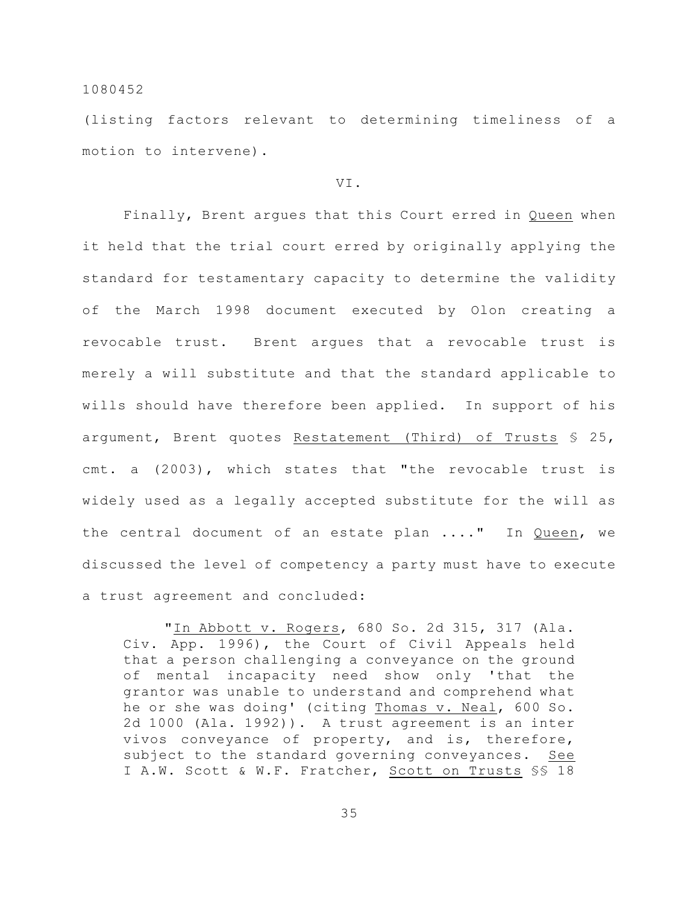(listing factors relevant to determining timeliness of a motion to intervene).

VI.

Finally, Brent argues that this Court erred in Queen when it held that the trial court erred by originally applying the standard for testamentary capacity to determine the validity of the March 1998 document executed by Olon creating a revocable trust. Brent argues that a revocable trust is merely a will substitute and that the standard applicable to wills should have therefore been applied. In support of his argument, Brent quotes Restatement (Third) of Trusts § 25, cmt. a (2003), which states that "the revocable trust is widely used as a legally accepted substitute for the will as the central document of an estate plan ...." In Queen, we discussed the level of competency a party must have to execute a trust agreement and concluded:

> "In Abbott v. Rogers, 680 So. 2d 315, 317 (Ala. Civ. App. 1996), the Court of Civil Appeals held that a person challenging a conveyance on the ground of mental incapacity need show only 'that the grantor was unable to understand and comprehend what he or she was doing' (citing Thomas v. Neal, 600 So. 2d 1000 (Ala. 1992)). A trust agreement is an inter vivos conveyance of property, and is, therefore, subject to the standard governing conveyances. See I A.W. Scott & W.F. Fratcher, Scott on Trusts §§ 18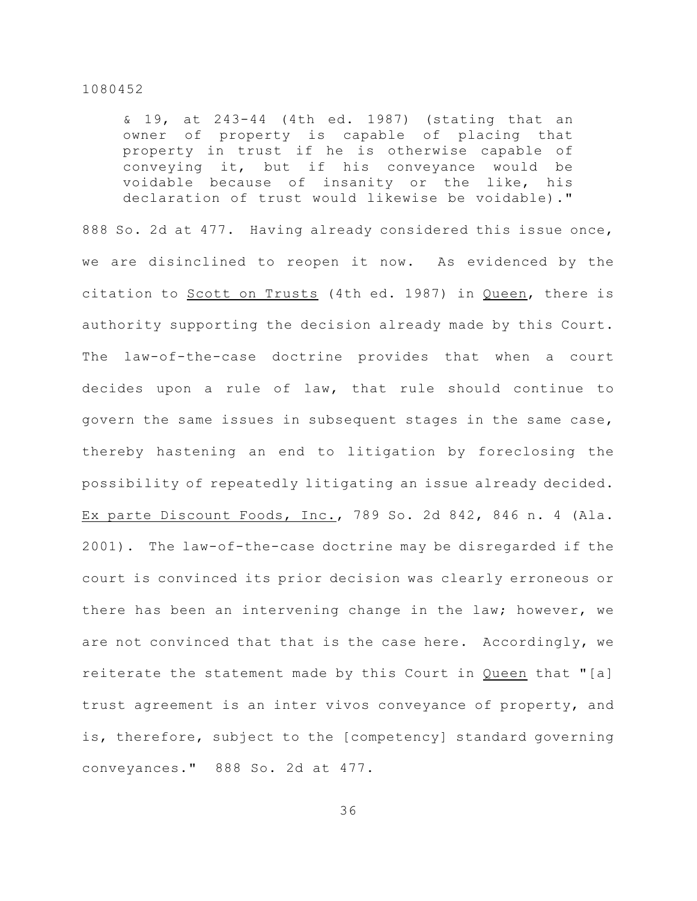& 19, at 243-44 (4th ed. 1987) (stating that an owner of property is capable of placing that property in trust if he is otherwise capable of conveying it, but if his conveyance would be voidable because of insanity or the like, his declaration of trust would likewise be voidable)."

888 So. 2d at 477. Having already considered this issue once, we are disinclined to reopen it now. As evidenced by the citation to Scott on Trusts (4th ed. 1987) in Queen, there is authority supporting the decision already made by this Court. The law-of-the-case doctrine provides that when a court decides upon a rule of law, that rule should continue to govern the same issues in subsequent stages in the same case, thereby hastening an end to litigation by foreclosing the possibility of repeatedly litigating an issue already decided. Ex parte Discount Foods, Inc., 789 So. 2d 842, 846 n. 4 (Ala. 2001). The law-of-the-case doctrine may be disregarded if the court is convinced its prior decision was clearly erroneous or there has been an intervening change in the law; however, we are not convinced that that is the case here. Accordingly, we reiterate the statement made by this Court in Queen that "[a] trust agreement is an inter vivos conveyance of property, and is, therefore, subject to the [competency] standard governing conveyances." 888 So. 2d at 477.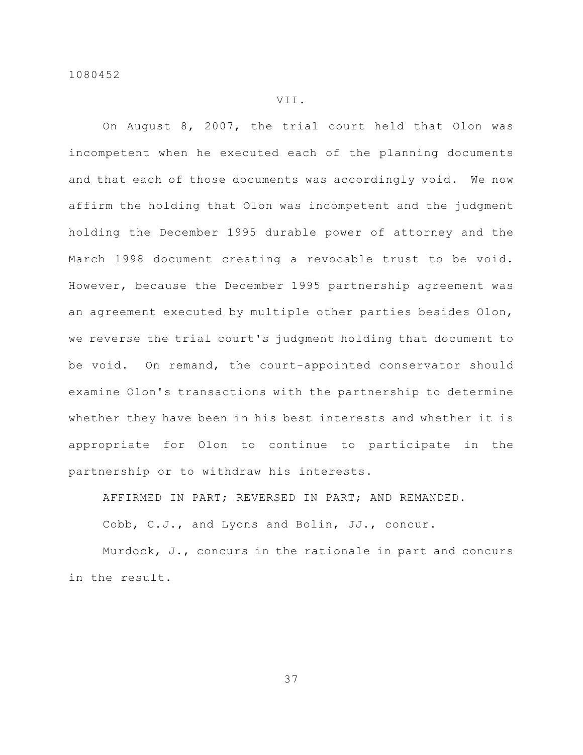VII.

On August 8, 2007, the trial court held that Olon was incompetent when he executed each of the planning documents and that each of those documents was accordingly void. We now affirm the holding that Olon was incompetent and the judgment holding the December 1995 durable power of attorney and the March 1998 document creating a revocable trust to be void. However, because the December 1995 partnership agreement was an agreement executed by multiple other parties besides Olon, we reverse the trial court's judgment holding that document to be void. On remand, the court-appointed conservator should examine Olon's transactions with the partnership to determine whether they have been in his best interests and whether it is appropriate for Olon to continue to participate in the partnership or to withdraw his interests.

AFFIRMED IN PART; REVERSED IN PART; AND REMANDED.

Cobb, C.J., and Lyons and Bolin, JJ., concur.

Murdock, J., concurs in the rationale in part and concurs in the result.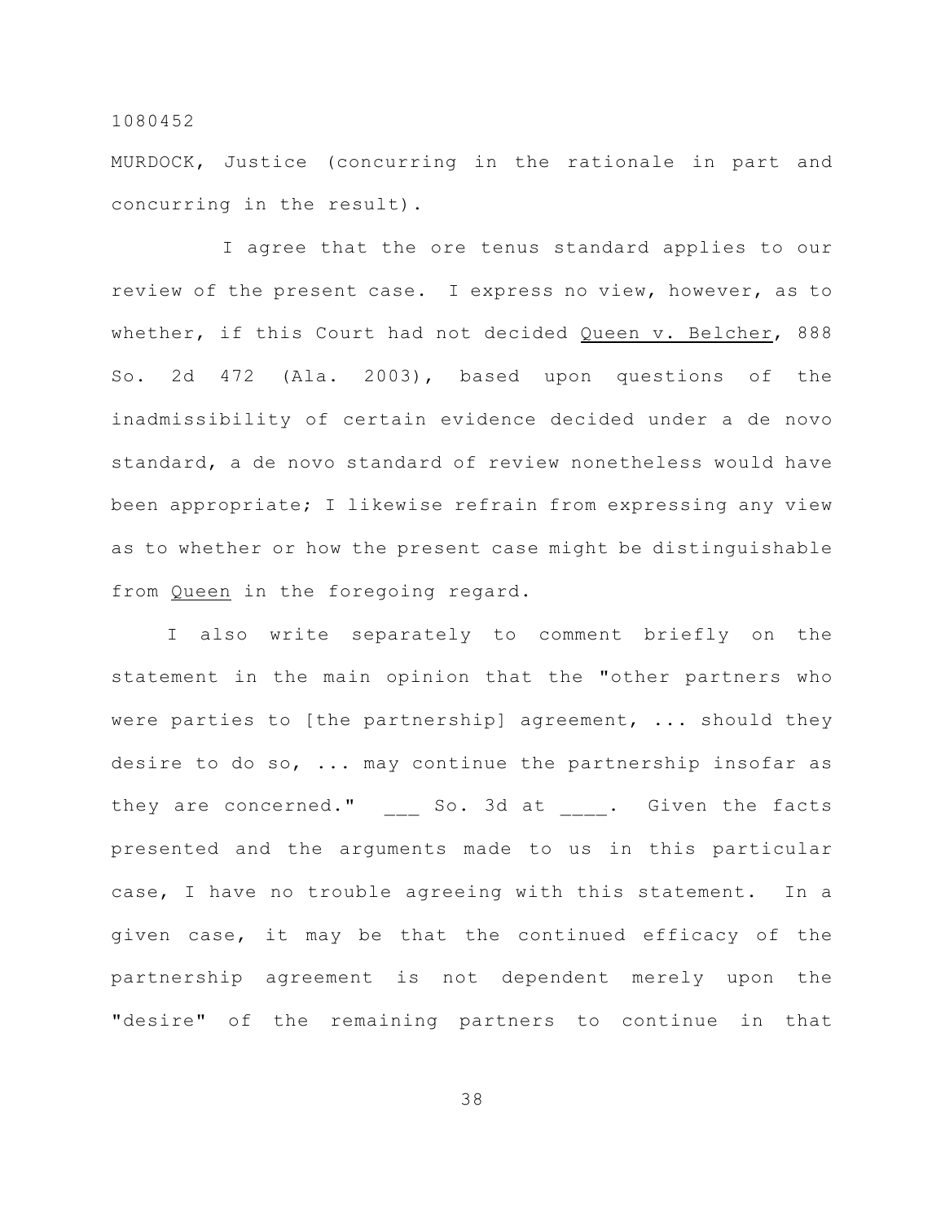MURDOCK, Justice (concurring in the rationale in part and concurring in the result).

I agree that the ore tenus standard applies to our review of the present case. I express no view, however, as to whether, if this Court had not decided Queen v. Belcher, 888 So. 2d 472 (Ala. 2003), based upon questions of the inadmissibility of certain evidence decided under a de novo standard, a de novo standard of review nonetheless would have been appropriate; I likewise refrain from expressing any view as to whether or how the present case might be distinguishable from Queen in the foregoing regard.

I also write separately to comment briefly on the statement in the main opinion that the "other partners who were parties to [the partnership] agreement, ... should they desire to do so, ... may continue the partnership insofar as they are concerned." ___ So. 3d at ____. Given the facts presented and the arguments made to us in this particular case, I have no trouble agreeing with this statement. In a given case, it may be that the continued efficacy of the partnership agreement is not dependent merely upon the "desire" of the remaining partners to continue in that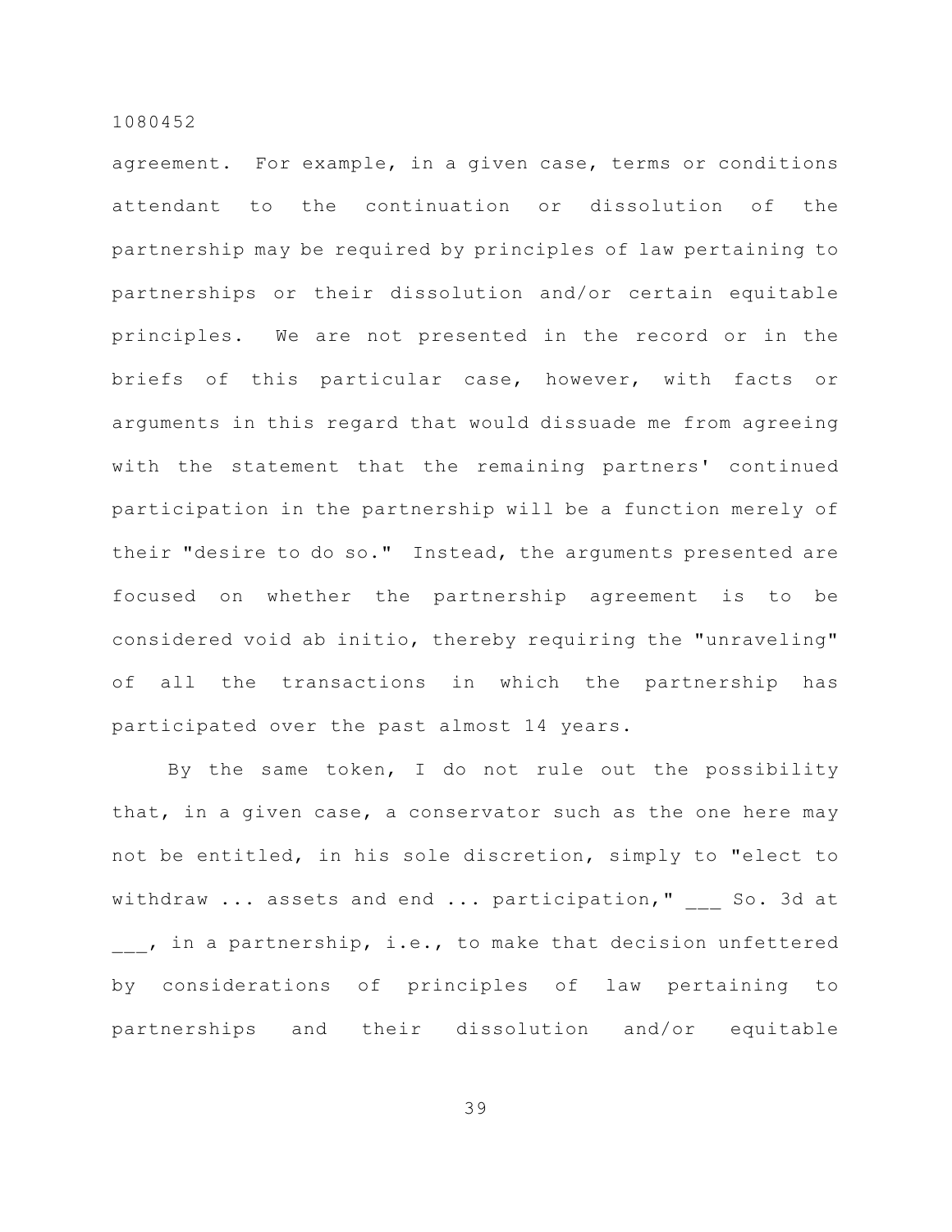agreement. For example, in a given case, terms or conditions attendant to the continuation or dissolution of the partnership may be required by principles of law pertaining to partnerships or their dissolution and/or certain equitable principles. We are not presented in the record or in the briefs of this particular case, however, with facts or arguments in this regard that would dissuade me from agreeing with the statement that the remaining partners' continued participation in the partnership will be a function merely of their "desire to do so." Instead, the arguments presented are focused on whether the partnership agreement is to be considered void ab initio, thereby requiring the "unraveling" of all the transactions in which the partnership has participated over the past almost 14 years.

By the same token, I do not rule out the possibility that, in a given case, a conservator such as the one here may not be entitled, in his sole discretion, simply to "elect to withdraw ... assets and end ... participation," ___ So. 3d at ___, in a partnership, i.e., to make that decision unfettered by considerations of principles of law pertaining to partnerships and their dissolution and/or equitable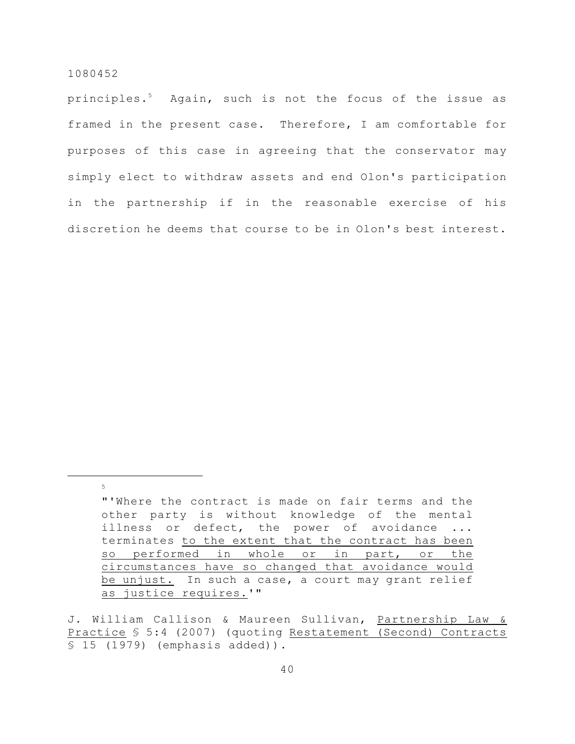principles.[5] Again, such is not the focus of the issue as framed in the present case. Therefore, I am comfortable for purposes of this case in agreeing that the conservator may simply elect to withdraw assets and end Olon's participation in the partnership if in the reasonable exercise of his discretion he deems that course to be in Olon's best interest.

---

[5]

> "'Where the contract is made on fair terms and the other party is without knowledge of the mental illness or defect, the power of avoidance ... terminates <u>to the extent that the contract has been so performed in whole or in part, or the circumstances have so changed that avoidance would be unjust.</u> In such a case, a court may grant relief <u>as justice requires.</u>'"

J. William Callison & Maureen Sullivan, <u>Partnership Law & Practice</u> § 5:4 (2007) (quoting <u>Restatement (Second) Contracts</u> § 15 (1979) (emphasis added)).